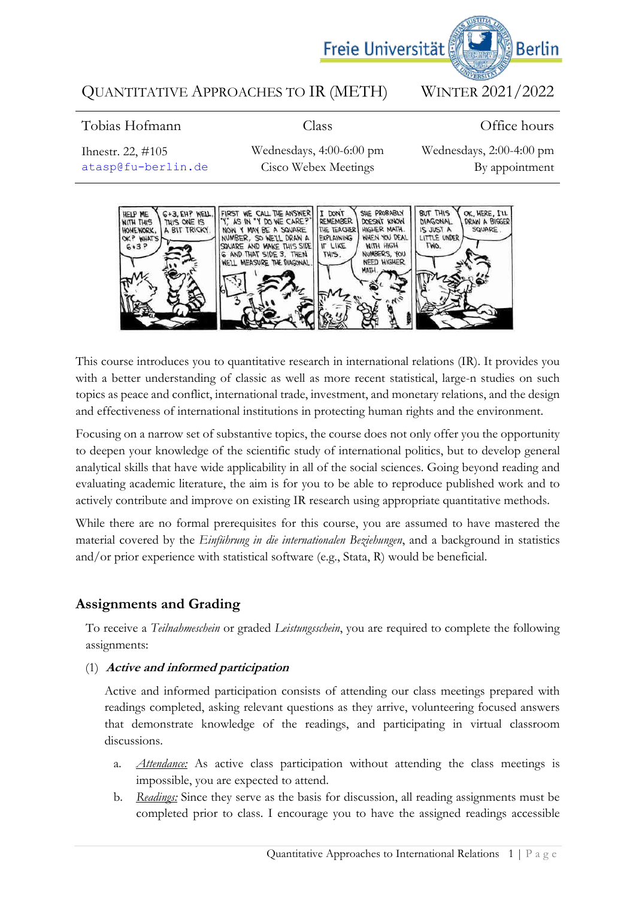# Quantitative Approaches to IR (METH) — Winter 2021/2022

| Tobias Hofmann | Class | Office hours |
|---|---|---|
| Ihnestr. 22, #105 | Wednesdays, 4:00-6:00 pm | Wednesdays, 2:00-4:00 pm |
| atasp@fu-berlin.de | Cisco Webex Meetings | By appointment |

This course introduces you to quantitative research in international relations (IR). It provides you with a better understanding of classic as well as more recent statistical, large-n studies on such topics as peace and conflict, international trade, investment, and monetary relations, and the design and effectiveness of international institutions in protecting human rights and the environment.

Focusing on a narrow set of substantive topics, the course does not only offer you the opportunity to deepen your knowledge of the scientific study of international politics, but to develop general analytical skills that have wide applicability in all of the social sciences. Going beyond reading and evaluating academic literature, the aim is for you to be able to reproduce published work and to actively contribute and improve on existing IR research using appropriate quantitative methods.

While there are no formal prerequisites for this course, you are assumed to have mastered the material covered by the *Einführung in die internationalen Beziehungen*, and a background in statistics and/or prior experience with statistical software (e.g., Stata, R) would be beneficial.

## Assignments and Grading

To receive a *Teilnahmeschein* or graded *Leistungsschein*, you are required to complete the following assignments:

(1) ***Active and informed participation***

Active and informed participation consists of attending our class meetings prepared with readings completed, asking relevant questions as they arrive, volunteering focused answers that demonstrate knowledge of the readings, and participating in virtual classroom discussions.

a. *Attendance:* As active class participation without attending the class meetings is impossible, you are expected to attend.

b. *Readings:* Since they serve as the basis for discussion, all reading assignments must be completed prior to class. I encourage you to have the assigned readings accessible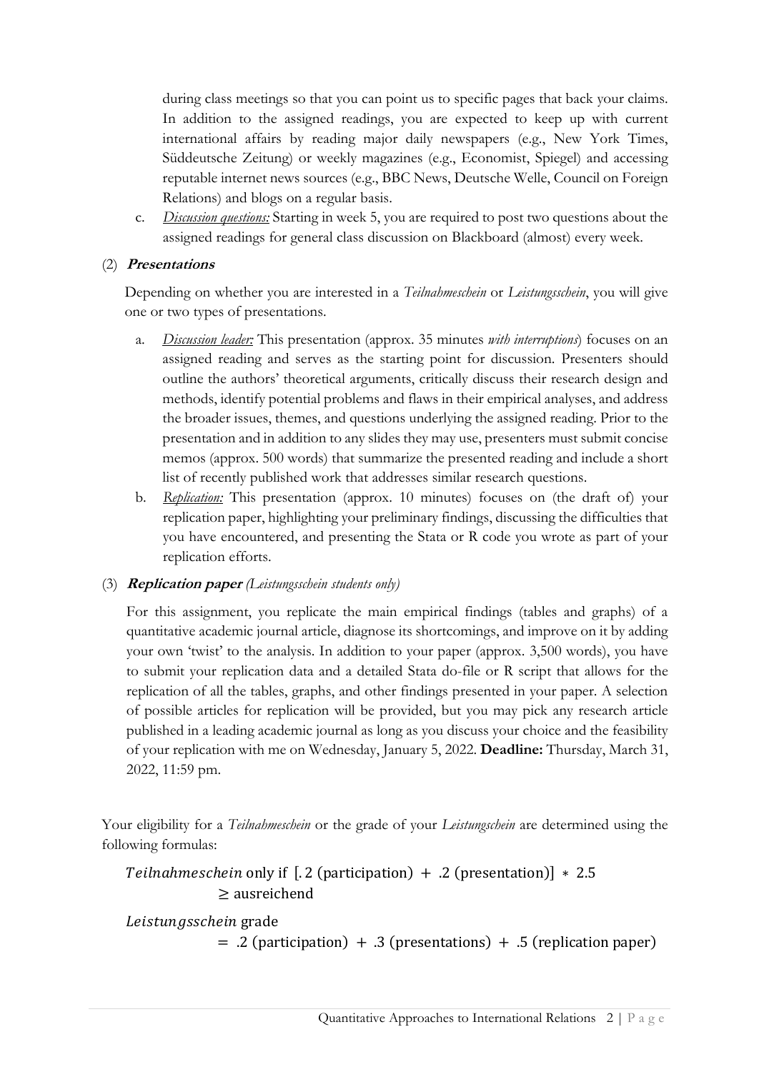during class meetings so that you can point us to specific pages that back your claims. In addition to the assigned readings, you are expected to keep up with current international affairs by reading major daily newspapers (e.g., New York Times, Süddeutsche Zeitung) or weekly magazines (e.g., Economist, Spiegel) and accessing reputable internet news sources (e.g., BBC News, Deutsche Welle, Council on Foreign Relations) and blogs on a regular basis.

c. *Discussion questions:* Starting in week 5, you are required to post two questions about the assigned readings for general class discussion on Blackboard (almost) every week.

(2) ***Presentations***

Depending on whether you are interested in a *Teilnahmeschein* or *Leistungsschein*, you will give one or two types of presentations.

a. *Discussion leader:* This presentation (approx. 35 minutes *with interruptions*) focuses on an assigned reading and serves as the starting point for discussion. Presenters should outline the authors' theoretical arguments, critically discuss their research design and methods, identify potential problems and flaws in their empirical analyses, and address the broader issues, themes, and questions underlying the assigned reading. Prior to the presentation and in addition to any slides they may use, presenters must submit concise memos (approx. 500 words) that summarize the presented reading and include a short list of recently published work that addresses similar research questions.

b. *Replication:* This presentation (approx. 10 minutes) focuses on (the draft of) your replication paper, highlighting your preliminary findings, discussing the difficulties that you have encountered, and presenting the Stata or R code you wrote as part of your replication efforts.

(3) ***Replication paper*** *(Leistungsschein students only)*

For this assignment, you replicate the main empirical findings (tables and graphs) of a quantitative academic journal article, diagnose its shortcomings, and improve on it by adding your own 'twist' to the analysis. In addition to your paper (approx. 3,500 words), you have to submit your replication data and a detailed Stata do-file or R script that allows for the replication of all the tables, graphs, and other findings presented in your paper. A selection of possible articles for replication will be provided, but you may pick any research article published in a leading academic journal as long as you discuss your choice and the feasibility of your replication with me on Wednesday, January 5, 2022. **Deadline:** Thursday, March 31, 2022, 11:59 pm.

Your eligibility for a *Teilnahmeschein* or the grade of your *Leistungschein* are determined using the following formulas:

$$Teilnahmeschein \text{ only if } [.2\,(\text{participation}) + .2\,(\text{presentation})] * 2.5 \geq \text{ausreichend}$$

$$Leistungsschein \text{ grade} = .2\,(\text{participation}) + .3\,(\text{presentations}) + .5\,(\text{replication paper})$$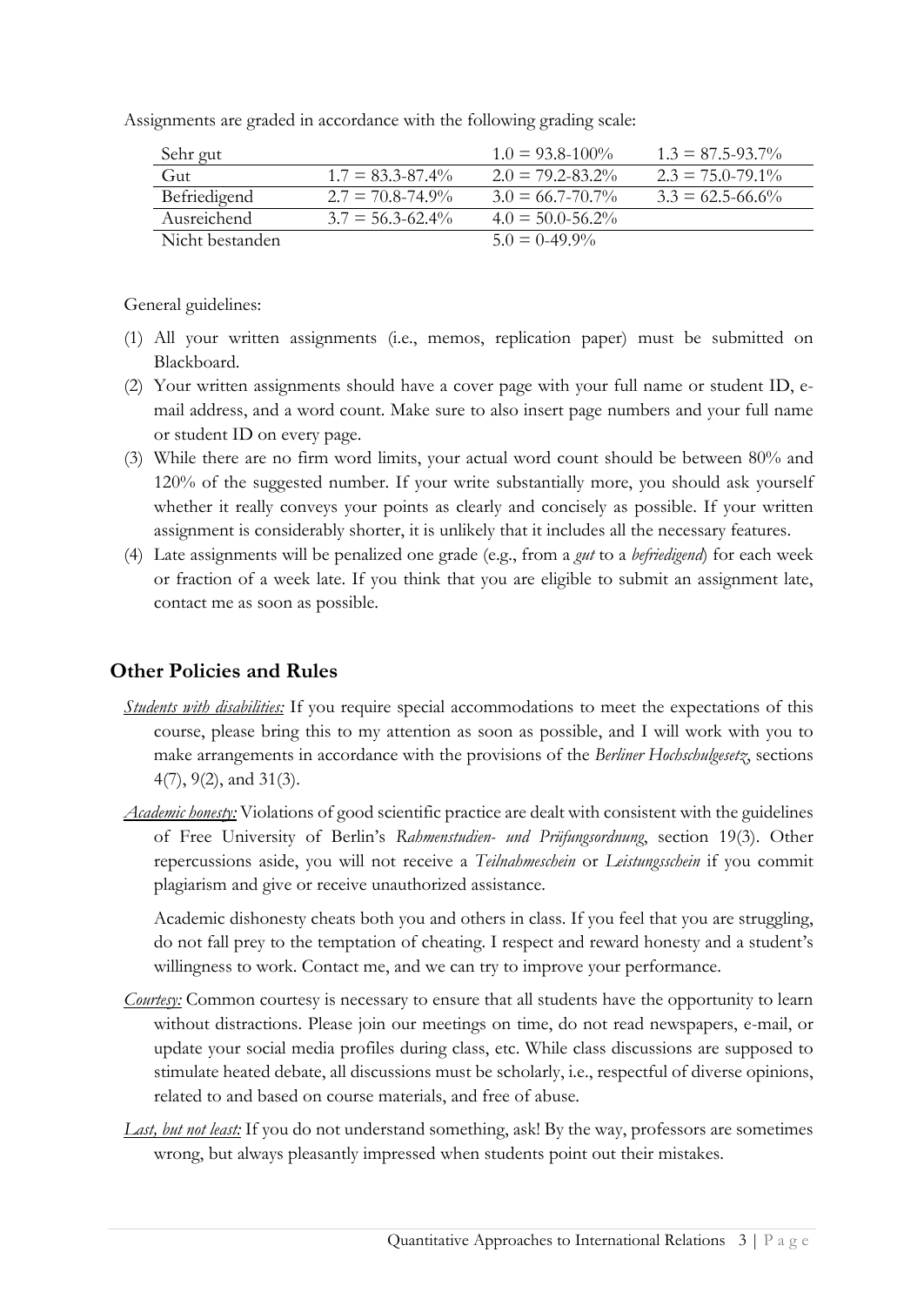Assignments are graded in accordance with the following grading scale:

| | | | |
|---|---|---|---|
| Sehr gut | | 1.0 = 93.8-100% | 1.3 = 87.5-93.7% |
| Gut | 1.7 = 83.3-87.4% | 2.0 = 79.2-83.2% | 2.3 = 75.0-79.1% |
| Befriedigend | 2.7 = 70.8-74.9% | 3.0 = 66.7-70.7% | 3.3 = 62.5-66.6% |
| Ausreichend | 3.7 = 56.3-62.4% | 4.0 = 50.0-56.2% | |
| Nicht bestanden | | 5.0 = 0-49.9% | |

General guidelines:

(1) All your written assignments (i.e., memos, replication paper) must be submitted on Blackboard.

(2) Your written assignments should have a cover page with your full name or student ID, e-mail address, and a word count. Make sure to also insert page numbers and your full name or student ID on every page.

(3) While there are no firm word limits, your actual word count should be between 80% and 120% of the suggested number. If your write substantially more, you should ask yourself whether it really conveys your points as clearly and concisely as possible. If your written assignment is considerably shorter, it is unlikely that it includes all the necessary features.

(4) Late assignments will be penalized one grade (e.g., from a *gut* to a *befriedigend*) for each week or fraction of a week late. If you think that you are eligible to submit an assignment late, contact me as soon as possible.

## Other Policies and Rules

*Students with disabilities:* If you require special accommodations to meet the expectations of this course, please bring this to my attention as soon as possible, and I will work with you to make arrangements in accordance with the provisions of the *Berliner Hochschulgesetz*, sections 4(7), 9(2), and 31(3).

*Academic honesty:* Violations of good scientific practice are dealt with consistent with the guidelines of Free University of Berlin's *Rahmenstudien- und Prüfungsordnung*, section 19(3). Other repercussions aside, you will not receive a *Teilnahmeschein* or *Leistungsschein* if you commit plagiarism and give or receive unauthorized assistance.

Academic dishonesty cheats both you and others in class. If you feel that you are struggling, do not fall prey to the temptation of cheating. I respect and reward honesty and a student's willingness to work. Contact me, and we can try to improve your performance.

*Courtesy:* Common courtesy is necessary to ensure that all students have the opportunity to learn without distractions. Please join our meetings on time, do not read newspapers, e-mail, or update your social media profiles during class, etc. While class discussions are supposed to stimulate heated debate, all discussions must be scholarly, i.e., respectful of diverse opinions, related to and based on course materials, and free of abuse.

*Last, but not least:* If you do not understand something, ask! By the way, professors are sometimes wrong, but always pleasantly impressed when students point out their mistakes.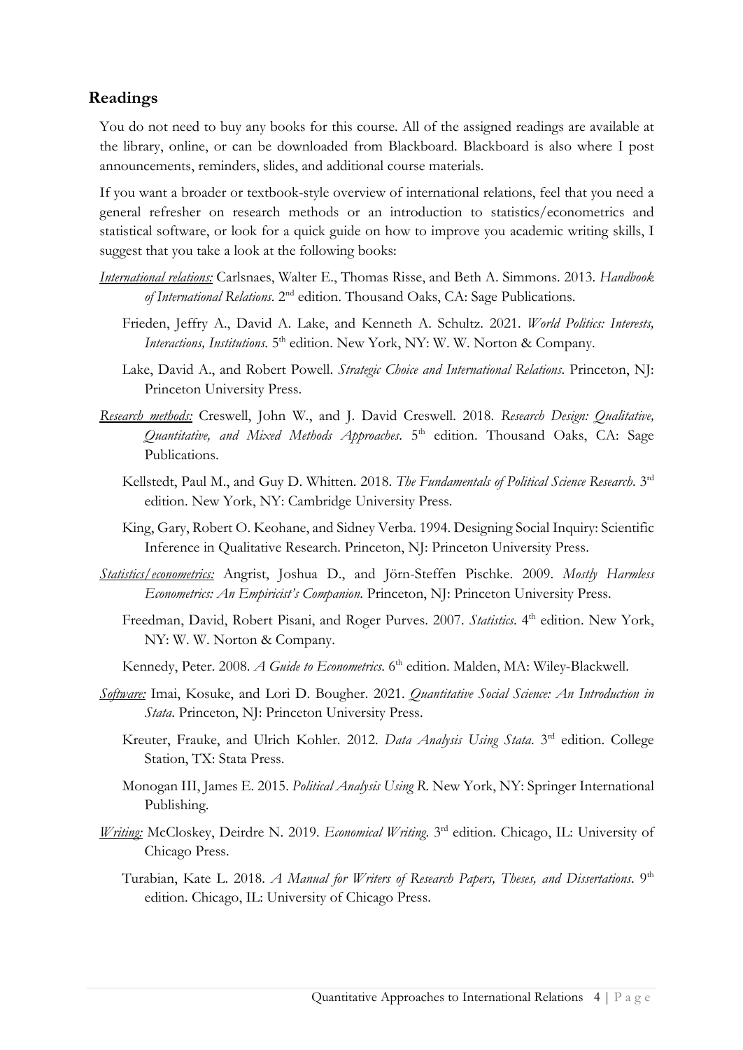## Readings

You do not need to buy any books for this course. All of the assigned readings are available at the library, online, or can be downloaded from Blackboard. Blackboard is also where I post announcements, reminders, slides, and additional course materials.

If you want a broader or textbook-style overview of international relations, feel that you need a general refresher on research methods or an introduction to statistics/econometrics and statistical software, or look for a quick guide on how to improve you academic writing skills, I suggest that you take a look at the following books:

*International relations:* Carlsnaes, Walter E., Thomas Risse, and Beth A. Simmons. 2013. *Handbook of International Relations*. 2nd edition. Thousand Oaks, CA: Sage Publications.

Frieden, Jeffry A., David A. Lake, and Kenneth A. Schultz. 2021. *World Politics: Interests, Interactions, Institutions*. 5th edition. New York, NY: W. W. Norton & Company.

Lake, David A., and Robert Powell. *Strategic Choice and International Relations*. Princeton, NJ: Princeton University Press.

*Research methods:* Creswell, John W., and J. David Creswell. 2018. *Research Design: Qualitative, Quantitative, and Mixed Methods Approaches*. 5th edition. Thousand Oaks, CA: Sage Publications.

Kellstedt, Paul M., and Guy D. Whitten. 2018. *The Fundamentals of Political Science Research*. 3rd edition. New York, NY: Cambridge University Press.

King, Gary, Robert O. Keohane, and Sidney Verba. 1994. Designing Social Inquiry: Scientific Inference in Qualitative Research. Princeton, NJ: Princeton University Press.

*Statistics/econometrics:* Angrist, Joshua D., and Jörn-Steffen Pischke. 2009. *Mostly Harmless Econometrics: An Empiricist's Companion*. Princeton, NJ: Princeton University Press.

Freedman, David, Robert Pisani, and Roger Purves. 2007. *Statistics*. 4th edition. New York, NY: W. W. Norton & Company.

Kennedy, Peter. 2008. *A Guide to Econometrics*. 6th edition. Malden, MA: Wiley-Blackwell.

*Software:* Imai, Kosuke, and Lori D. Bougher. 2021. *Quantitative Social Science: An Introduction in Stata*. Princeton, NJ: Princeton University Press.

Kreuter, Frauke, and Ulrich Kohler. 2012. *Data Analysis Using Stata*. 3rd edition. College Station, TX: Stata Press.

Monogan III, James E. 2015. *Political Analysis Using R*. New York, NY: Springer International Publishing.

*Writing:* McCloskey, Deirdre N. 2019. *Economical Writing*. 3rd edition. Chicago, IL: University of Chicago Press.

Turabian, Kate L. 2018. *A Manual for Writers of Research Papers, Theses, and Dissertations*. 9th edition. Chicago, IL: University of Chicago Press.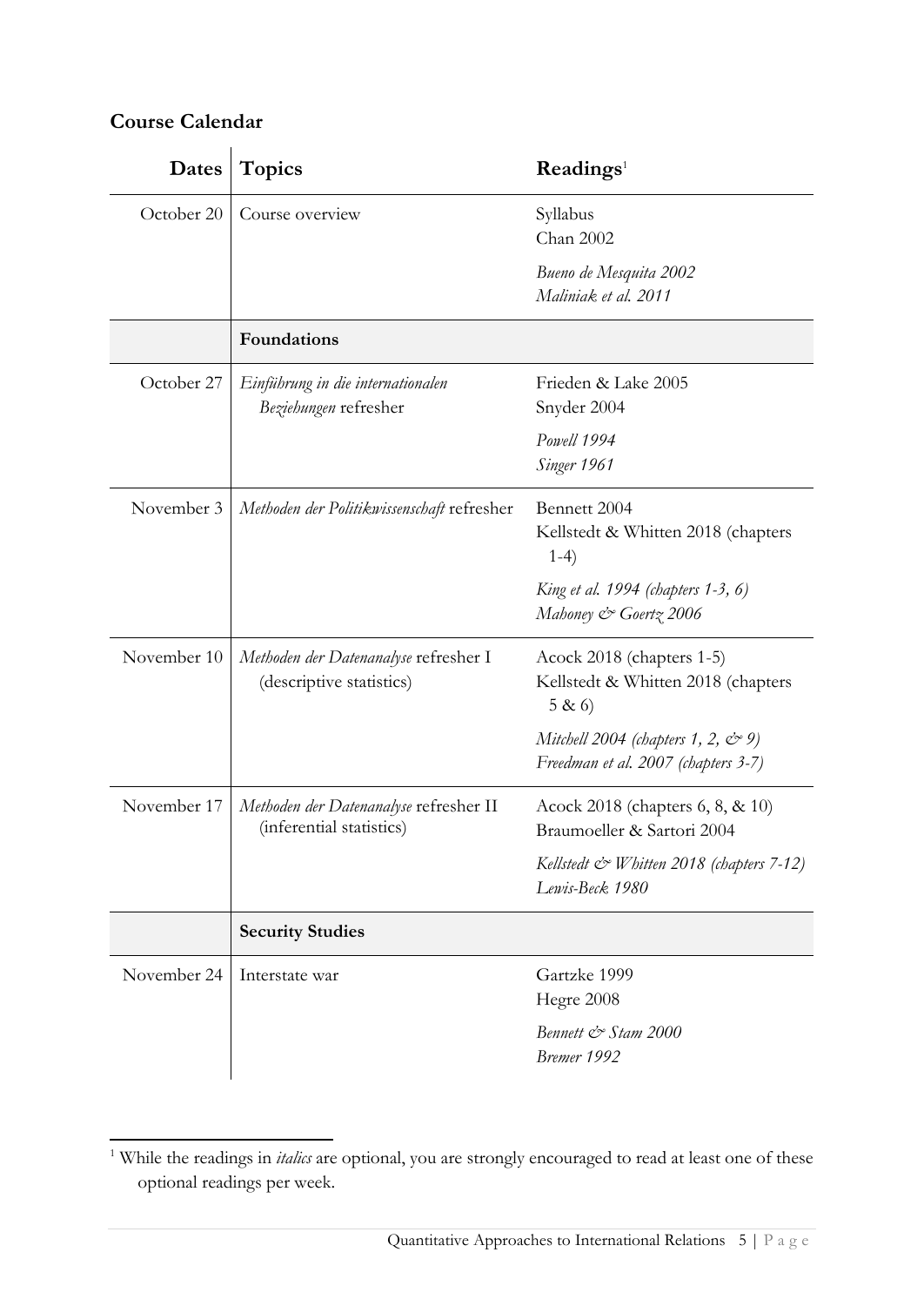## Course Calendar

| Dates | Topics | Readings[1] |
|---|---|---|
| October 20 | Course overview | Syllabus<br>Chan 2002<br>*Bueno de Mesquita 2002*<br>*Maliniak et al. 2011* |
| | **Foundations** | |
| October 27 | *Einführung in die internationalen Beziehungen* refresher | Frieden & Lake 2005<br>Snyder 2004<br>*Powell 1994*<br>*Singer 1961* |
| November 3 | *Methoden der Politikwissenschaft* refresher | Bennett 2004<br>Kellstedt & Whitten 2018 (chapters 1-4)<br>*King et al. 1994 (chapters 1-3, 6)*<br>*Mahoney & Goertz 2006* |
| November 10 | *Methoden der Datenanalyse* refresher I (descriptive statistics) | Acock 2018 (chapters 1-5)<br>Kellstedt & Whitten 2018 (chapters 5 & 6)<br>*Mitchell 2004 (chapters 1, 2, & 9)*<br>*Freedman et al. 2007 (chapters 3-7)* |
| November 17 | *Methoden der Datenanalyse* refresher II (inferential statistics) | Acock 2018 (chapters 6, 8, & 10)<br>Braumoeller & Sartori 2004<br>*Kellstedt & Whitten 2018 (chapters 7-12)*<br>*Lewis-Beck 1980* |
| | **Security Studies** | |
| November 24 | Interstate war | Gartzke 1999<br>Hegre 2008<br>*Bennett & Stam 2000*<br>*Bremer 1992* |

[1] While the readings in *italics* are optional, you are strongly encouraged to read at least one of these optional readings per week.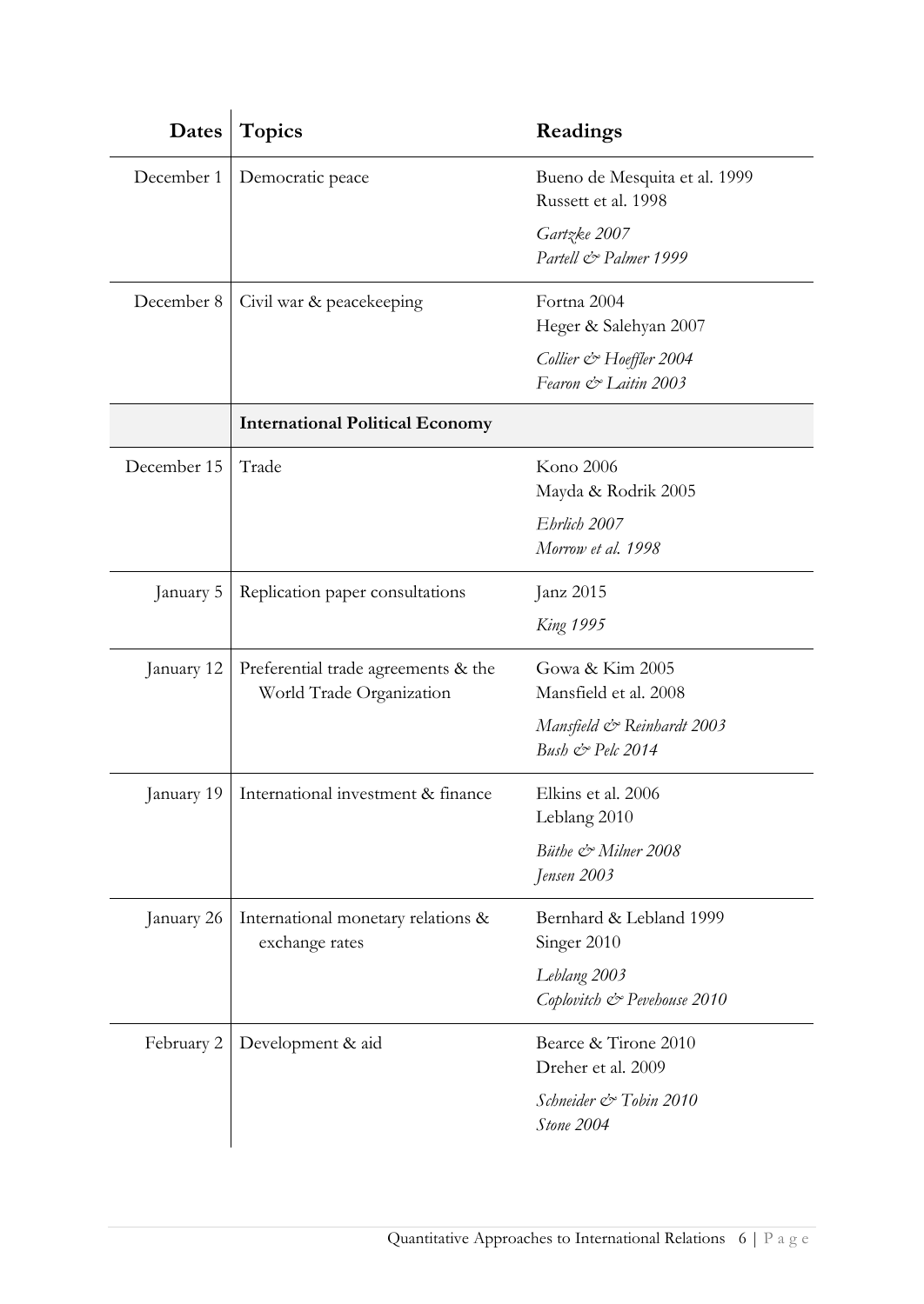| Dates | Topics | Readings |
|---|---|---|
| December 1 | Democratic peace | Bueno de Mesquita et al. 1999<br>Russett et al. 1998<br>*Gartzke 2007*<br>*Partell & Palmer 1999* |
| December 8 | Civil war & peacekeeping | Fortna 2004<br>Heger & Salehyan 2007<br>*Collier & Hoeffler 2004*<br>*Fearon & Laitin 2003* |
| | **International Political Economy** | |
| December 15 | Trade | Kono 2006<br>Mayda & Rodrik 2005<br>*Ehrlich 2007*<br>*Morrow et al. 1998* |
| January 5 | Replication paper consultations | Janz 2015<br>*King 1995* |
| January 12 | Preferential trade agreements & the World Trade Organization | Gowa & Kim 2005<br>Mansfield et al. 2008<br>*Mansfield & Reinhardt 2003*<br>*Bush & Pelc 2014* |
| January 19 | International investment & finance | Elkins et al. 2006<br>Leblang 2010<br>*Büthe & Milner 2008*<br>*Jensen 2003* |
| January 26 | International monetary relations & exchange rates | Bernhard & Lebland 1999<br>Singer 2010<br>*Leblang 2003*<br>*Coplovitch & Pevehouse 2010* |
| February 2 | Development & aid | Bearce & Tirone 2010<br>Dreher et al. 2009<br>*Schneider & Tobin 2010*<br>*Stone 2004* |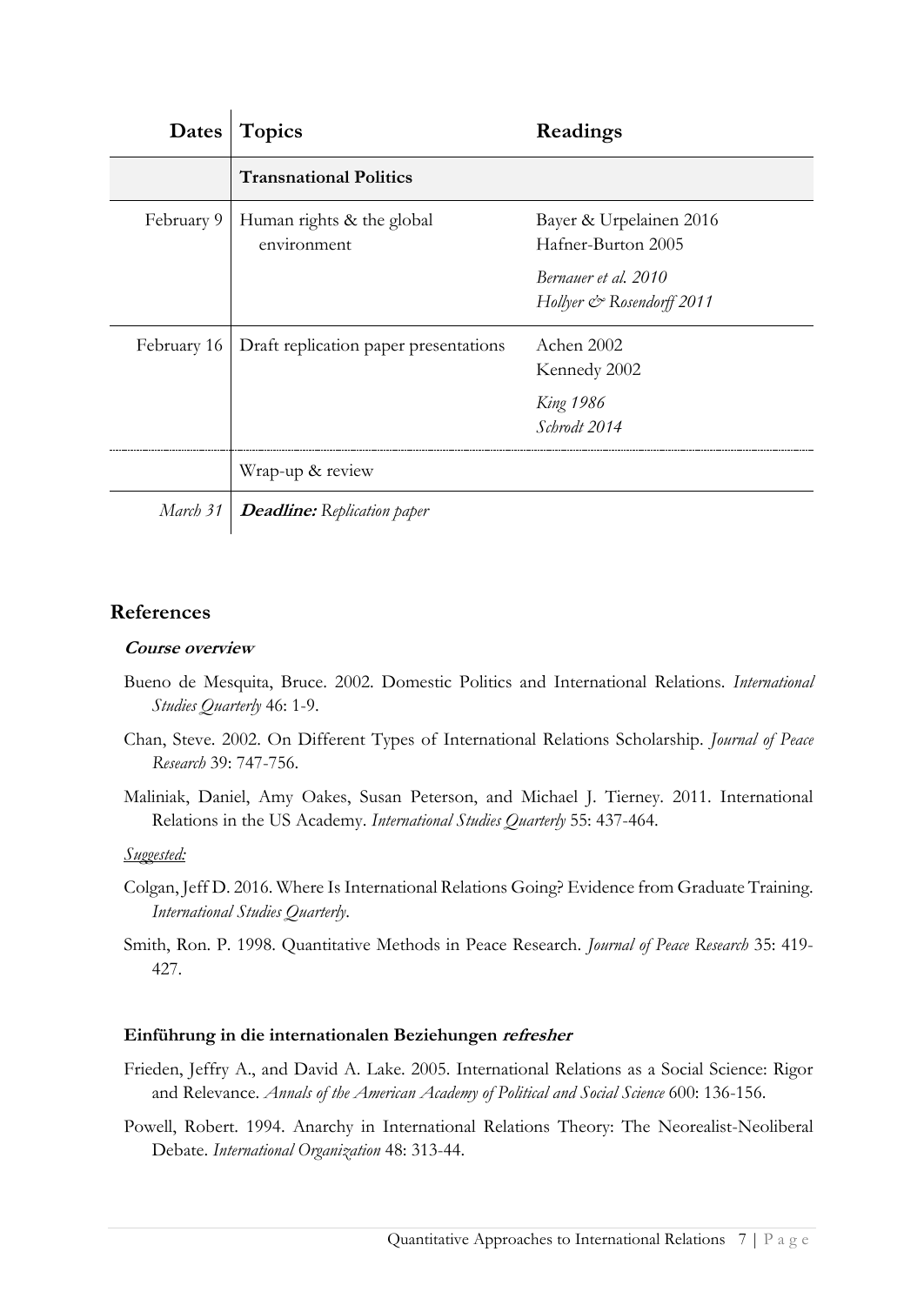| Dates | Topics | Readings |
|---|---|---|
| | **Transnational Politics** | |
| February 9 | Human rights & the global environment | Bayer & Urpelainen 2016<br>Hafner-Burton 2005<br>*Bernauer et al. 2010*<br>*Hollyer & Rosendorff 2011* |
| February 16 | Draft replication paper presentations | Achen 2002<br>Kennedy 2002<br>*King 1986*<br>*Schrodt 2014* |
| | Wrap-up & review | |
| *March 31* | ***Deadline:*** *Replication paper* | |

## References

***Course overview***

Bueno de Mesquita, Bruce. 2002. Domestic Politics and International Relations. *International Studies Quarterly* 46: 1-9.

Chan, Steve. 2002. On Different Types of International Relations Scholarship. *Journal of Peace Research* 39: 747-756.

Maliniak, Daniel, Amy Oakes, Susan Peterson, and Michael J. Tierney. 2011. International Relations in the US Academy. *International Studies Quarterly* 55: 437-464.

*Suggested:*

Colgan, Jeff D. 2016. Where Is International Relations Going? Evidence from Graduate Training. *International Studies Quarterly*.

Smith, Ron. P. 1998. Quantitative Methods in Peace Research. *Journal of Peace Research* 35: 419-427.

**Einführung in die internationalen Beziehungen *refresher***

Frieden, Jeffry A., and David A. Lake. 2005. International Relations as a Social Science: Rigor and Relevance. *Annals of the American Academy of Political and Social Science* 600: 136-156.

Powell, Robert. 1994. Anarchy in International Relations Theory: The Neorealist-Neoliberal Debate. *International Organization* 48: 313-44.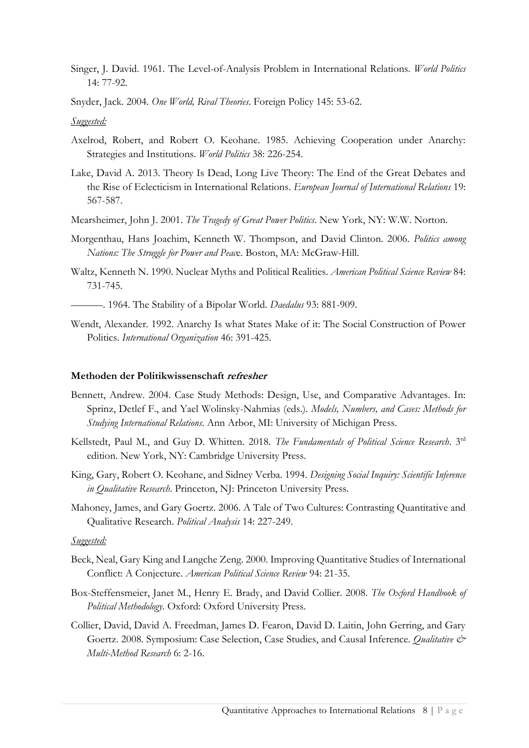Singer, J. David. 1961. The Level-of-Analysis Problem in International Relations. *World Politics* 14: 77-92.

Snyder, Jack. 2004. *One World, Rival Theories*. Foreign Policy 145: 53-62.

*Suggested:*

Axelrod, Robert, and Robert O. Keohane. 1985. Achieving Cooperation under Anarchy: Strategies and Institutions. *World Politics* 38: 226-254.

Lake, David A. 2013. Theory Is Dead, Long Live Theory: The End of the Great Debates and the Rise of Eclecticism in International Relations. *European Journal of International Relations* 19: 567-587.

Mearsheimer, John J. 2001. *The Tragedy of Great Power Politics*. New York, NY: W.W. Norton.

Morgenthau, Hans Joachim, Kenneth W. Thompson, and David Clinton. 2006. *Politics among Nations: The Struggle for Power and Peace*. Boston, MA: McGraw-Hill.

Waltz, Kenneth N. 1990. Nuclear Myths and Political Realities. *American Political Science Review* 84: 731-745.

———. 1964. The Stability of a Bipolar World. *Daedalus* 93: 881-909.

Wendt, Alexander. 1992. Anarchy Is what States Make of it: The Social Construction of Power Politics. *International Organization* 46: 391-425.

### Methoden der Politikwissenschaft *refresher*

Bennett, Andrew. 2004. Case Study Methods: Design, Use, and Comparative Advantages. In: Sprinz, Detlef F., and Yael Wolinsky-Nahmias (eds.). *Models, Numbers, and Cases: Methods for Studying International Relations*. Ann Arbor, MI: University of Michigan Press.

Kellstedt, Paul M., and Guy D. Whitten. 2018. *The Fundamentals of Political Science Research*. 3rd edition. New York, NY: Cambridge University Press.

King, Gary, Robert O. Keohane, and Sidney Verba. 1994. *Designing Social Inquiry: Scientific Inference in Qualitative Research*. Princeton, NJ: Princeton University Press.

Mahoney, James, and Gary Goertz. 2006. A Tale of Two Cultures: Contrasting Quantitative and Qualitative Research. *Political Analysis* 14: 227-249.

*Suggested:*

Beck, Neal, Gary King and Langche Zeng. 2000. Improving Quantitative Studies of International Conflict: A Conjecture. *American Political Science Review* 94: 21-35.

Box-Steffensmeier, Janet M., Henry E. Brady, and David Collier. 2008. *The Oxford Handbook of Political Methodology*. Oxford: Oxford University Press.

Collier, David, David A. Freedman, James D. Fearon, David D. Laitin, John Gerring, and Gary Goertz. 2008. Symposium: Case Selection, Case Studies, and Causal Inference. *Qualitative & Multi-Method Research* 6: 2-16.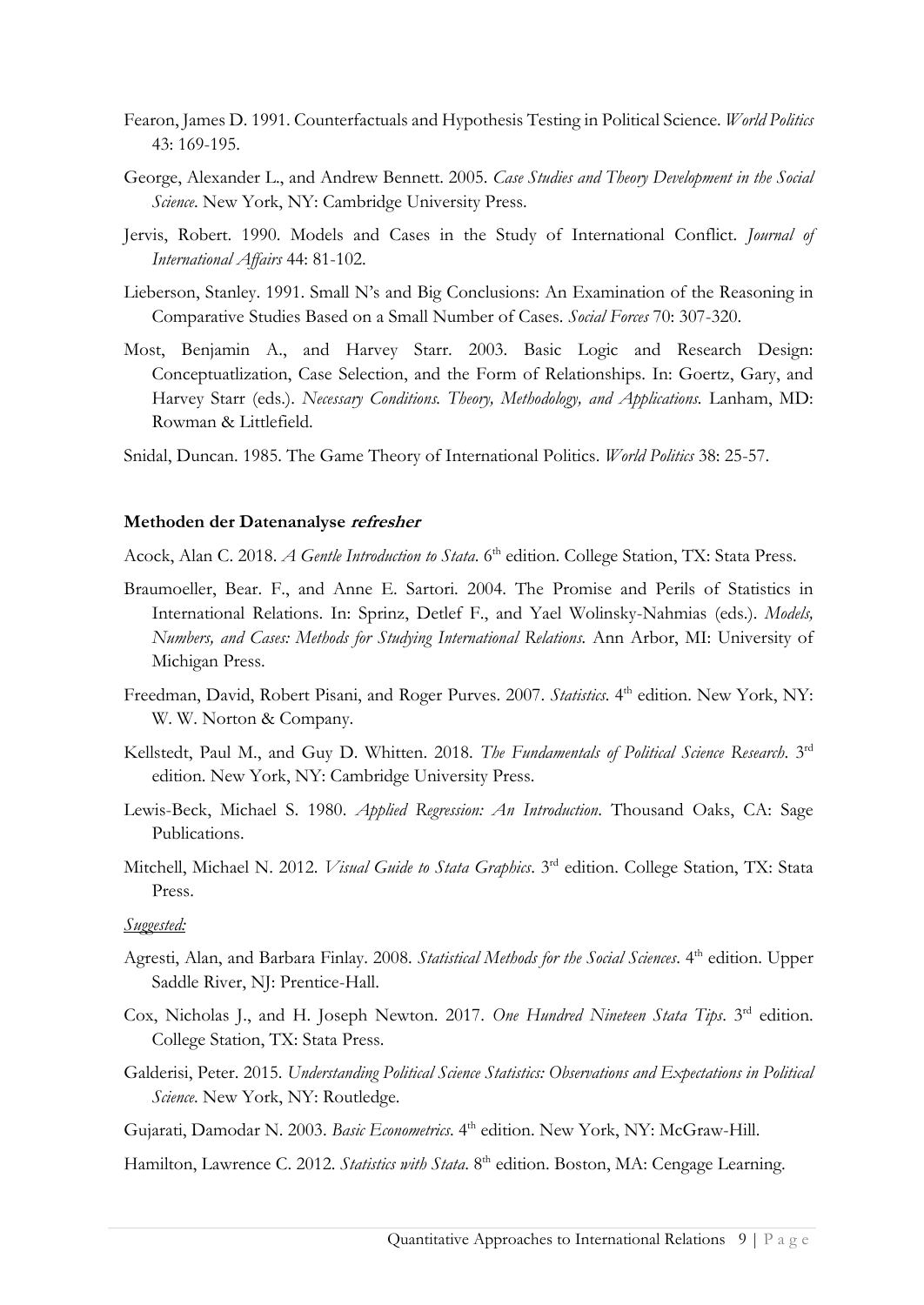Fearon, James D. 1991. Counterfactuals and Hypothesis Testing in Political Science. *World Politics* 43: 169-195.

George, Alexander L., and Andrew Bennett. 2005. *Case Studies and Theory Development in the Social Science*. New York, NY: Cambridge University Press.

Jervis, Robert. 1990. Models and Cases in the Study of International Conflict. *Journal of International Affairs* 44: 81-102.

Lieberson, Stanley. 1991. Small N's and Big Conclusions: An Examination of the Reasoning in Comparative Studies Based on a Small Number of Cases. *Social Forces* 70: 307-320.

Most, Benjamin A., and Harvey Starr. 2003. Basic Logic and Research Design: Conceptuatlization, Case Selection, and the Form of Relationships. In: Goertz, Gary, and Harvey Starr (eds.). *Necessary Conditions. Theory, Methodology, and Applications*. Lanham, MD: Rowman & Littlefield.

Snidal, Duncan. 1985. The Game Theory of International Politics. *World Politics* 38: 25-57.

**Methoden der Datenanalyse *refresher***

Acock, Alan C. 2018. *A Gentle Introduction to Stata*. 6th edition. College Station, TX: Stata Press.

Braumoeller, Bear. F., and Anne E. Sartori. 2004. The Promise and Perils of Statistics in International Relations. In: Sprinz, Detlef F., and Yael Wolinsky-Nahmias (eds.). *Models, Numbers, and Cases: Methods for Studying International Relations*. Ann Arbor, MI: University of Michigan Press.

Freedman, David, Robert Pisani, and Roger Purves. 2007. *Statistics*. 4th edition. New York, NY: W. W. Norton & Company.

Kellstedt, Paul M., and Guy D. Whitten. 2018. *The Fundamentals of Political Science Research*. 3rd edition. New York, NY: Cambridge University Press.

Lewis-Beck, Michael S. 1980. *Applied Regression: An Introduction*. Thousand Oaks, CA: Sage Publications.

Mitchell, Michael N. 2012. *Visual Guide to Stata Graphics*. 3rd edition. College Station, TX: Stata Press.

*Suggested:*

Agresti, Alan, and Barbara Finlay. 2008. *Statistical Methods for the Social Sciences*. 4th edition. Upper Saddle River, NJ: Prentice-Hall.

Cox, Nicholas J., and H. Joseph Newton. 2017. *One Hundred Nineteen Stata Tips*. 3rd edition. College Station, TX: Stata Press.

Galderisi, Peter. 2015. *Understanding Political Science Statistics: Observations and Expectations in Political Science*. New York, NY: Routledge.

Gujarati, Damodar N. 2003. *Basic Econometrics*. 4th edition. New York, NY: McGraw-Hill.

Hamilton, Lawrence C. 2012. *Statistics with Stata*. 8th edition. Boston, MA: Cengage Learning.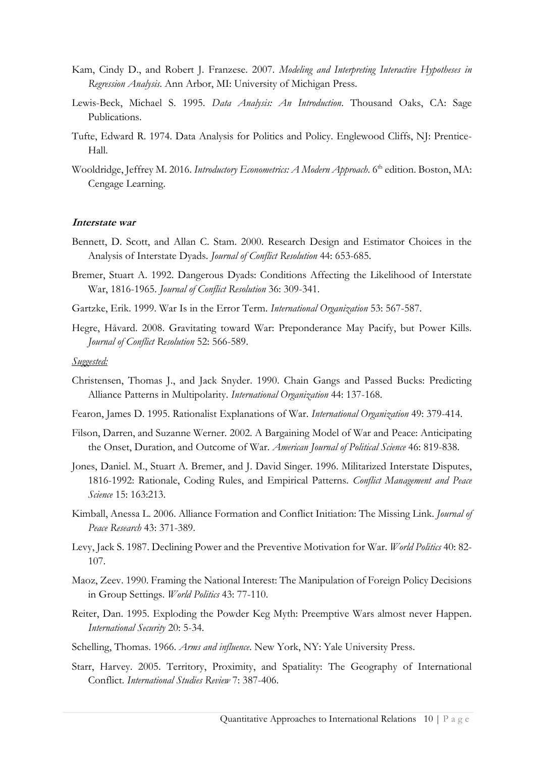Kam, Cindy D., and Robert J. Franzese. 2007. *Modeling and Interpreting Interactive Hypotheses in Regression Analysis*. Ann Arbor, MI: University of Michigan Press.

Lewis-Beck, Michael S. 1995. *Data Analysis: An Introduction*. Thousand Oaks, CA: Sage Publications.

Tufte, Edward R. 1974. Data Analysis for Politics and Policy. Englewood Cliffs, NJ: Prentice-Hall.

Wooldridge, Jeffrey M. 2016. *Introductory Econometrics: A Modern Approach*. 6th edition. Boston, MA: Cengage Learning.

**Interstate war**

Bennett, D. Scott, and Allan C. Stam. 2000. Research Design and Estimator Choices in the Analysis of Interstate Dyads. *Journal of Conflict Resolution* 44: 653-685.

Bremer, Stuart A. 1992. Dangerous Dyads: Conditions Affecting the Likelihood of Interstate War, 1816-1965. *Journal of Conflict Resolution* 36: 309-341.

Gartzke, Erik. 1999. War Is in the Error Term. *International Organization* 53: 567-587.

Hegre, Håvard. 2008. Gravitating toward War: Preponderance May Pacify, but Power Kills. *Journal of Conflict Resolution* 52: 566-589.

*Suggested:*

Christensen, Thomas J., and Jack Snyder. 1990. Chain Gangs and Passed Bucks: Predicting Alliance Patterns in Multipolarity. *International Organization* 44: 137-168.

Fearon, James D. 1995. Rationalist Explanations of War. *International Organization* 49: 379-414.

Filson, Darren, and Suzanne Werner. 2002. A Bargaining Model of War and Peace: Anticipating the Onset, Duration, and Outcome of War. *American Journal of Political Science* 46: 819-838.

Jones, Daniel. M., Stuart A. Bremer, and J. David Singer. 1996. Militarized Interstate Disputes, 1816-1992: Rationale, Coding Rules, and Empirical Patterns. *Conflict Management and Peace Science* 15: 163:213.

Kimball, Anessa L. 2006. Alliance Formation and Conflict Initiation: The Missing Link. *Journal of Peace Research* 43: 371-389.

Levy, Jack S. 1987. Declining Power and the Preventive Motivation for War. *World Politics* 40: 82-107.

Maoz, Zeev. 1990. Framing the National Interest: The Manipulation of Foreign Policy Decisions in Group Settings. *World Politics* 43: 77-110.

Reiter, Dan. 1995. Exploding the Powder Keg Myth: Preemptive Wars almost never Happen. *International Security* 20: 5-34.

Schelling, Thomas. 1966. *Arms and influence*. New York, NY: Yale University Press.

Starr, Harvey. 2005. Territory, Proximity, and Spatiality: The Geography of International Conflict. *International Studies Review* 7: 387-406.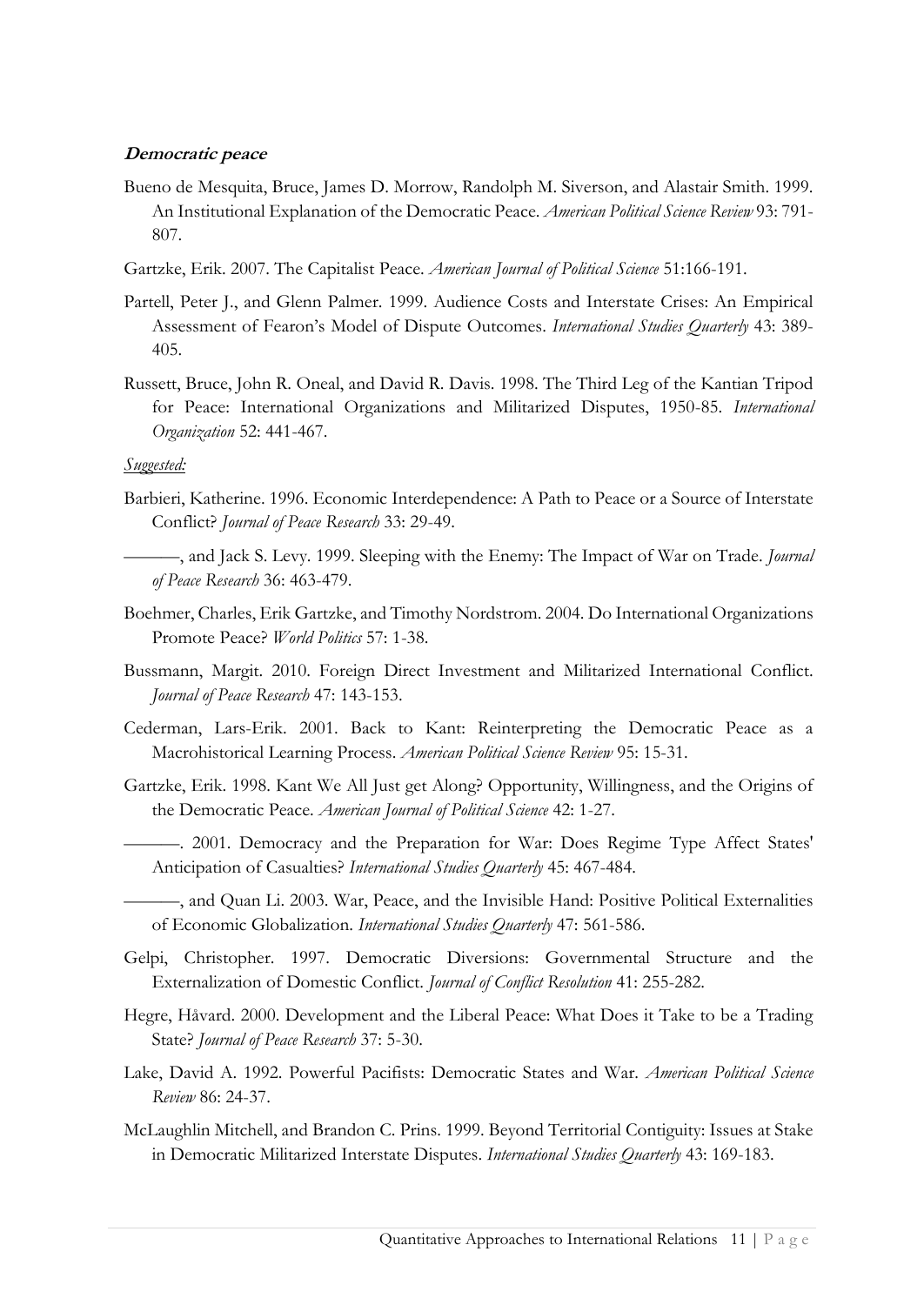***Democratic peace***

Bueno de Mesquita, Bruce, James D. Morrow, Randolph M. Siverson, and Alastair Smith. 1999. An Institutional Explanation of the Democratic Peace. *American Political Science Review* 93: 791-807.

Gartzke, Erik. 2007. The Capitalist Peace. *American Journal of Political Science* 51:166-191.

Partell, Peter J., and Glenn Palmer. 1999. Audience Costs and Interstate Crises: An Empirical Assessment of Fearon's Model of Dispute Outcomes. *International Studies Quarterly* 43: 389-405.

Russett, Bruce, John R. Oneal, and David R. Davis. 1998. The Third Leg of the Kantian Tripod for Peace: International Organizations and Militarized Disputes, 1950-85. *International Organization* 52: 441-467.

*Suggested:*

Barbieri, Katherine. 1996. Economic Interdependence: A Path to Peace or a Source of Interstate Conflict? *Journal of Peace Research* 33: 29-49.

———, and Jack S. Levy. 1999. Sleeping with the Enemy: The Impact of War on Trade. *Journal of Peace Research* 36: 463-479.

Boehmer, Charles, Erik Gartzke, and Timothy Nordstrom. 2004. Do International Organizations Promote Peace? *World Politics* 57: 1-38.

Bussmann, Margit. 2010. Foreign Direct Investment and Militarized International Conflict. *Journal of Peace Research* 47: 143-153.

Cederman, Lars-Erik. 2001. Back to Kant: Reinterpreting the Democratic Peace as a Macrohistorical Learning Process. *American Political Science Review* 95: 15-31.

Gartzke, Erik. 1998. Kant We All Just get Along? Opportunity, Willingness, and the Origins of the Democratic Peace. *American Journal of Political Science* 42: 1-27.

———. 2001. Democracy and the Preparation for War: Does Regime Type Affect States' Anticipation of Casualties? *International Studies Quarterly* 45: 467-484.

———, and Quan Li. 2003. War, Peace, and the Invisible Hand: Positive Political Externalities of Economic Globalization. *International Studies Quarterly* 47: 561-586.

Gelpi, Christopher. 1997. Democratic Diversions: Governmental Structure and the Externalization of Domestic Conflict. *Journal of Conflict Resolution* 41: 255-282.

Hegre, Håvard. 2000. Development and the Liberal Peace: What Does it Take to be a Trading State? *Journal of Peace Research* 37: 5-30.

Lake, David A. 1992. Powerful Pacifists: Democratic States and War. *American Political Science Review* 86: 24-37.

McLaughlin Mitchell, and Brandon C. Prins. 1999. Beyond Territorial Contiguity: Issues at Stake in Democratic Militarized Interstate Disputes. *International Studies Quarterly* 43: 169-183.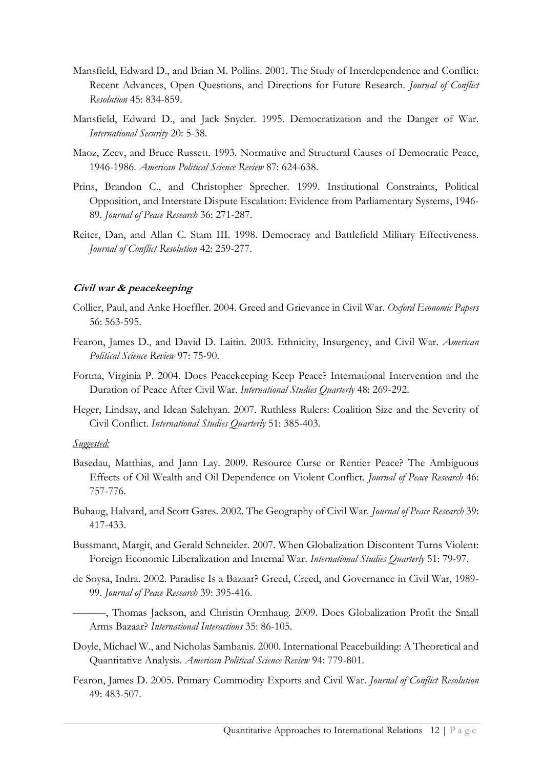Mansfield, Edward D., and Brian M. Pollins. 2001. The Study of Interdependence and Conflict: Recent Advances, Open Questions, and Directions for Future Research. *Journal of Conflict Resolution* 45: 834-859.

Mansfield, Edward D., and Jack Snyder. 1995. Democratization and the Danger of War. *International Security* 20: 5-38.

Maoz, Zeev, and Bruce Russett. 1993. Normative and Structural Causes of Democratic Peace, 1946-1986. *American Political Science Review* 87: 624-638.

Prins, Brandon C., and Christopher Sprecher. 1999. Institutional Constraints, Political Opposition, and Interstate Dispute Escalation: Evidence from Parliamentary Systems, 1946-89. *Journal of Peace Research* 36: 271-287.

Reiter, Dan, and Allan C. Stam III. 1998. Democracy and Battlefield Military Effectiveness. *Journal of Conflict Resolution* 42: 259-277.

### *Civil war & peacekeeping*

Collier, Paul, and Anke Hoeffler. 2004. Greed and Grievance in Civil War. *Oxford Economic Papers* 56: 563-595.

Fearon, James D., and David D. Laitin. 2003. Ethnicity, Insurgency, and Civil War. *American Political Science Review* 97: 75-90.

Fortna, Virginia P. 2004. Does Peacekeeping Keep Peace? International Intervention and the Duration of Peace After Civil War. *International Studies Quarterly* 48: 269-292.

Heger, Lindsay, and Idean Salehyan. 2007. Ruthless Rulers: Coalition Size and the Severity of Civil Conflict. *International Studies Quarterly* 51: 385-403.

*Suggested:*

Basedau, Matthias, and Jann Lay. 2009. Resource Curse or Rentier Peace? The Ambiguous Effects of Oil Wealth and Oil Dependence on Violent Conflict. *Journal of Peace Research* 46: 757-776.

Buhaug, Halvard, and Scott Gates. 2002. The Geography of Civil War. *Journal of Peace Research* 39: 417-433.

Bussmann, Margit, and Gerald Schneider. 2007. When Globalization Discontent Turns Violent: Foreign Economic Liberalization and Internal War. *International Studies Quarterly* 51: 79-97.

de Soysa, Indra. 2002. Paradise Is a Bazaar? Greed, Creed, and Governance in Civil War, 1989-99. *Journal of Peace Research* 39: 395-416.

———, Thomas Jackson, and Christin Ormhaug. 2009. Does Globalization Profit the Small Arms Bazaar? *International Interactions* 35: 86-105.

Doyle, Michael W., and Nicholas Sambanis. 2000. International Peacebuilding: A Theoretical and Quantitative Analysis. *American Political Science Review* 94: 779-801.

Fearon, James D. 2005. Primary Commodity Exports and Civil War. *Journal of Conflict Resolution* 49: 483-507.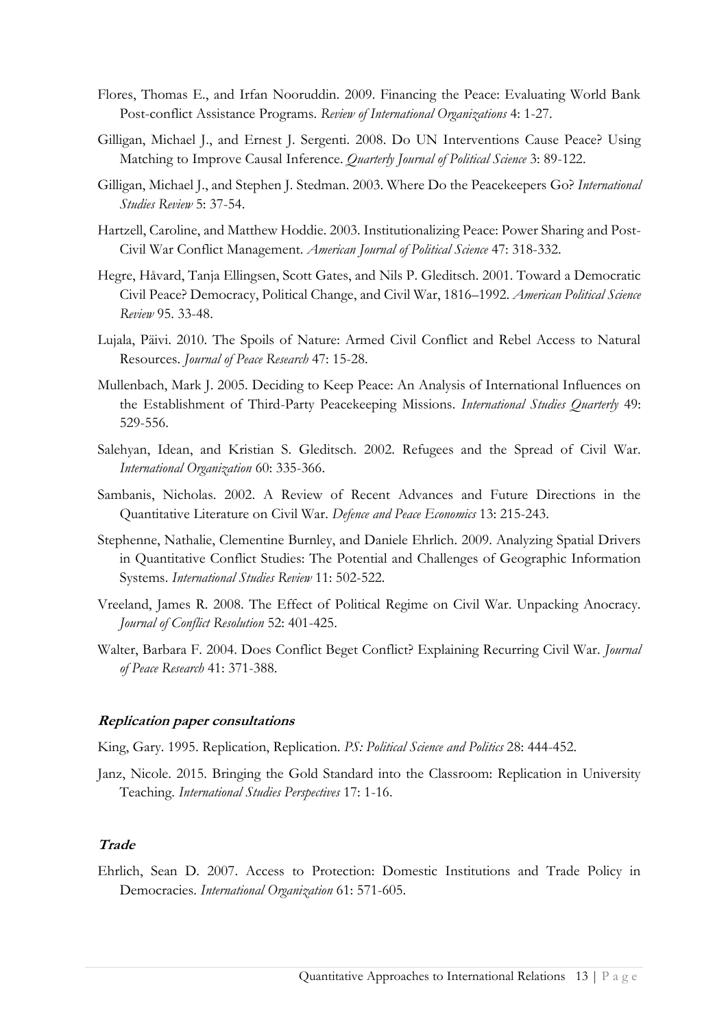Flores, Thomas E., and Irfan Nooruddin. 2009. Financing the Peace: Evaluating World Bank Post-conflict Assistance Programs. *Review of International Organizations* 4: 1-27.

Gilligan, Michael J., and Ernest J. Sergenti. 2008. Do UN Interventions Cause Peace? Using Matching to Improve Causal Inference. *Quarterly Journal of Political Science* 3: 89-122.

Gilligan, Michael J., and Stephen J. Stedman. 2003. Where Do the Peacekeepers Go? *International Studies Review* 5: 37-54.

Hartzell, Caroline, and Matthew Hoddie. 2003. Institutionalizing Peace: Power Sharing and Post-Civil War Conflict Management. *American Journal of Political Science* 47: 318-332.

Hegre, Håvard, Tanja Ellingsen, Scott Gates, and Nils P. Gleditsch. 2001. Toward a Democratic Civil Peace? Democracy, Political Change, and Civil War, 1816–1992. *American Political Science Review* 95. 33-48.

Lujala, Päivi. 2010. The Spoils of Nature: Armed Civil Conflict and Rebel Access to Natural Resources. *Journal of Peace Research* 47: 15-28.

Mullenbach, Mark J. 2005. Deciding to Keep Peace: An Analysis of International Influences on the Establishment of Third-Party Peacekeeping Missions. *International Studies Quarterly* 49: 529-556.

Salehyan, Idean, and Kristian S. Gleditsch. 2002. Refugees and the Spread of Civil War. *International Organization* 60: 335-366.

Sambanis, Nicholas. 2002. A Review of Recent Advances and Future Directions in the Quantitative Literature on Civil War. *Defence and Peace Economics* 13: 215-243.

Stephenne, Nathalie, Clementine Burnley, and Daniele Ehrlich. 2009. Analyzing Spatial Drivers in Quantitative Conflict Studies: The Potential and Challenges of Geographic Information Systems. *International Studies Review* 11: 502-522.

Vreeland, James R. 2008. The Effect of Political Regime on Civil War. Unpacking Anocracy. *Journal of Conflict Resolution* 52: 401-425.

Walter, Barbara F. 2004. Does Conflict Beget Conflict? Explaining Recurring Civil War. *Journal of Peace Research* 41: 371-388.

#### ***Replication paper consultations***

King, Gary. 1995. Replication, Replication. *PS: Political Science and Politics* 28: 444-452.

Janz, Nicole. 2015. Bringing the Gold Standard into the Classroom: Replication in University Teaching. *International Studies Perspectives* 17: 1-16.

#### ***Trade***

Ehrlich, Sean D. 2007. Access to Protection: Domestic Institutions and Trade Policy in Democracies. *International Organization* 61: 571-605.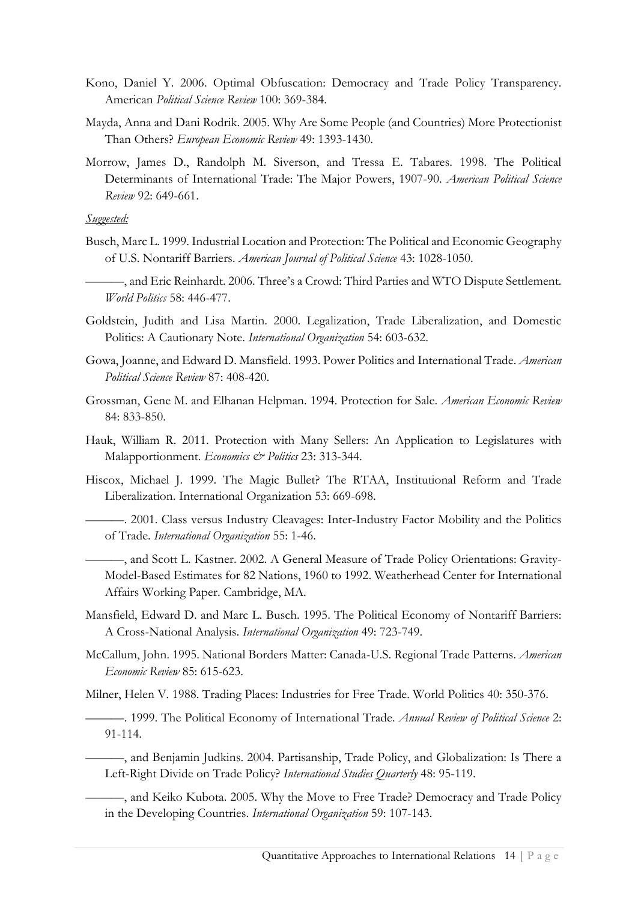Kono, Daniel Y. 2006. Optimal Obfuscation: Democracy and Trade Policy Transparency. American *Political Science Review* 100: 369-384.

Mayda, Anna and Dani Rodrik. 2005. Why Are Some People (and Countries) More Protectionist Than Others? *European Economic Review* 49: 1393-1430.

Morrow, James D., Randolph M. Siverson, and Tressa E. Tabares. 1998. The Political Determinants of International Trade: The Major Powers, 1907-90. *American Political Science Review* 92: 649-661.

*Suggested:*

Busch, Marc L. 1999. Industrial Location and Protection: The Political and Economic Geography of U.S. Nontariff Barriers. *American Journal of Political Science* 43: 1028-1050.

———, and Eric Reinhardt. 2006. Three's a Crowd: Third Parties and WTO Dispute Settlement. *World Politics* 58: 446-477.

Goldstein, Judith and Lisa Martin. 2000. Legalization, Trade Liberalization, and Domestic Politics: A Cautionary Note. *International Organization* 54: 603-632.

Gowa, Joanne, and Edward D. Mansfield. 1993. Power Politics and International Trade. *American Political Science Review* 87: 408-420.

Grossman, Gene M. and Elhanan Helpman. 1994. Protection for Sale. *American Economic Review* 84: 833-850.

Hauk, William R. 2011. Protection with Many Sellers: An Application to Legislatures with Malapportionment. *Economics & Politics* 23: 313-344.

Hiscox, Michael J. 1999. The Magic Bullet? The RTAA, Institutional Reform and Trade Liberalization. International Organization 53: 669-698.

———. 2001. Class versus Industry Cleavages: Inter-Industry Factor Mobility and the Politics of Trade. *International Organization* 55: 1-46.

———, and Scott L. Kastner. 2002. A General Measure of Trade Policy Orientations: Gravity-Model-Based Estimates for 82 Nations, 1960 to 1992. Weatherhead Center for International Affairs Working Paper. Cambridge, MA.

Mansfield, Edward D. and Marc L. Busch. 1995. The Political Economy of Nontariff Barriers: A Cross-National Analysis. *International Organization* 49: 723-749.

McCallum, John. 1995. National Borders Matter: Canada-U.S. Regional Trade Patterns. *American Economic Review* 85: 615-623.

Milner, Helen V. 1988. Trading Places: Industries for Free Trade. World Politics 40: 350-376.

———. 1999. The Political Economy of International Trade. *Annual Review of Political Science* 2: 91-114.

———, and Benjamin Judkins. 2004. Partisanship, Trade Policy, and Globalization: Is There a Left-Right Divide on Trade Policy? *International Studies Quarterly* 48: 95-119.

———, and Keiko Kubota. 2005. Why the Move to Free Trade? Democracy and Trade Policy in the Developing Countries. *International Organization* 59: 107-143.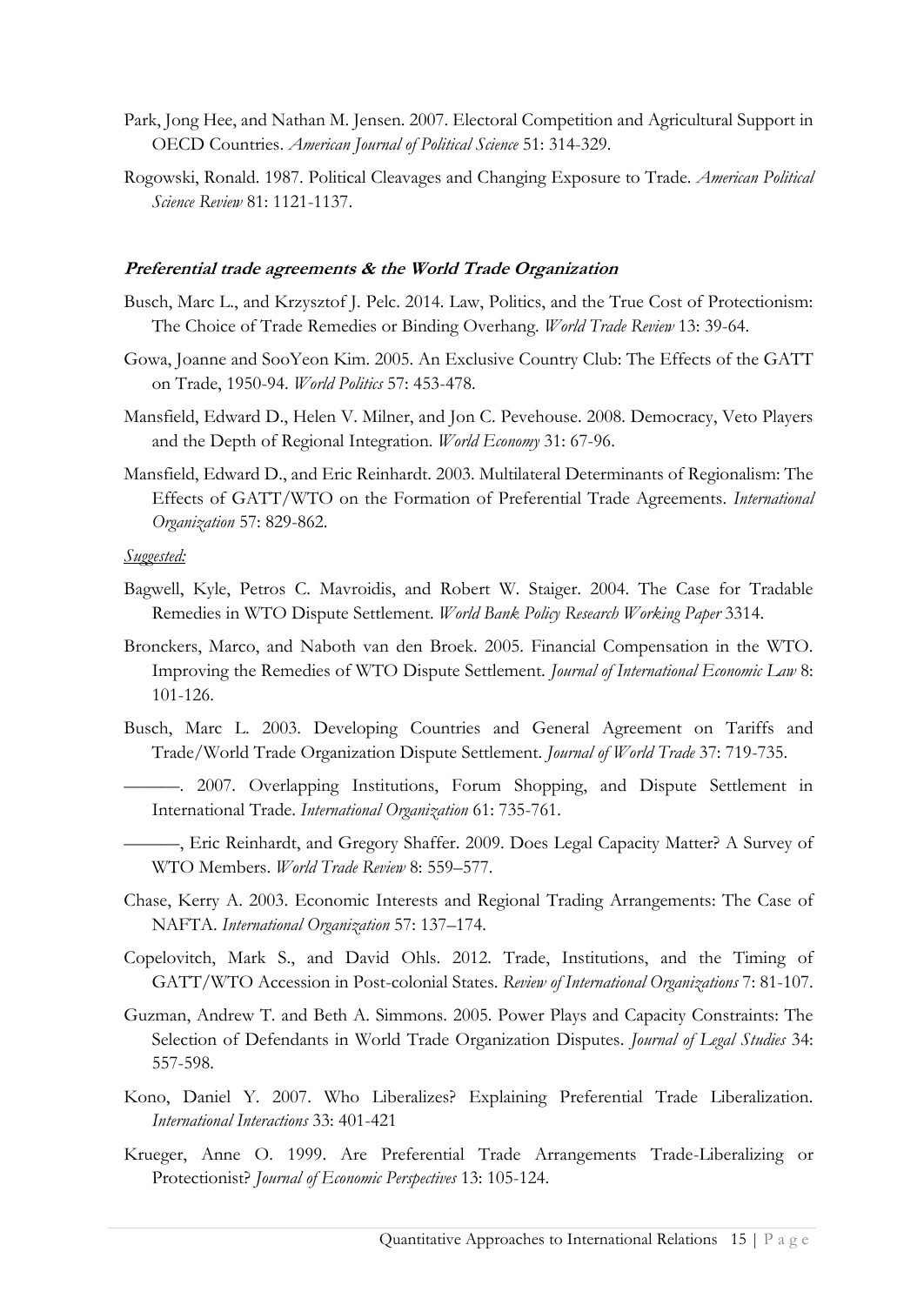Park, Jong Hee, and Nathan M. Jensen. 2007. Electoral Competition and Agricultural Support in OECD Countries. *American Journal of Political Science* 51: 314-329.

Rogowski, Ronald. 1987. Political Cleavages and Changing Exposure to Trade. *American Political Science Review* 81: 1121-1137.

### ***Preferential trade agreements & the World Trade Organization***

Busch, Marc L., and Krzysztof J. Pelc. 2014. Law, Politics, and the True Cost of Protectionism: The Choice of Trade Remedies or Binding Overhang. *World Trade Review* 13: 39-64.

Gowa, Joanne and SooYeon Kim. 2005. An Exclusive Country Club: The Effects of the GATT on Trade, 1950-94. *World Politics* 57: 453-478.

Mansfield, Edward D., Helen V. Milner, and Jon C. Pevehouse. 2008. Democracy, Veto Players and the Depth of Regional Integration. *World Economy* 31: 67-96.

Mansfield, Edward D., and Eric Reinhardt. 2003. Multilateral Determinants of Regionalism: The Effects of GATT/WTO on the Formation of Preferential Trade Agreements. *International Organization* 57: 829-862.

*Suggested:*

Bagwell, Kyle, Petros C. Mavroidis, and Robert W. Staiger. 2004. The Case for Tradable Remedies in WTO Dispute Settlement. *World Bank Policy Research Working Paper* 3314.

Bronckers, Marco, and Naboth van den Broek. 2005. Financial Compensation in the WTO. Improving the Remedies of WTO Dispute Settlement. *Journal of International Economic Law* 8: 101-126.

Busch, Marc L. 2003. Developing Countries and General Agreement on Tariffs and Trade/World Trade Organization Dispute Settlement. *Journal of World Trade* 37: 719-735.

———. 2007. Overlapping Institutions, Forum Shopping, and Dispute Settlement in International Trade. *International Organization* 61: 735-761.

———, Eric Reinhardt, and Gregory Shaffer. 2009. Does Legal Capacity Matter? A Survey of WTO Members. *World Trade Review* 8: 559–577.

Chase, Kerry A. 2003. Economic Interests and Regional Trading Arrangements: The Case of NAFTA. *International Organization* 57: 137–174.

Copelovitch, Mark S., and David Ohls. 2012. Trade, Institutions, and the Timing of GATT/WTO Accession in Post-colonial States. *Review of International Organizations* 7: 81-107.

Guzman, Andrew T. and Beth A. Simmons. 2005. Power Plays and Capacity Constraints: The Selection of Defendants in World Trade Organization Disputes. *Journal of Legal Studies* 34: 557-598.

Kono, Daniel Y. 2007. Who Liberalizes? Explaining Preferential Trade Liberalization. *International Interactions* 33: 401-421

Krueger, Anne O. 1999. Are Preferential Trade Arrangements Trade-Liberalizing or Protectionist? *Journal of Economic Perspectives* 13: 105-124.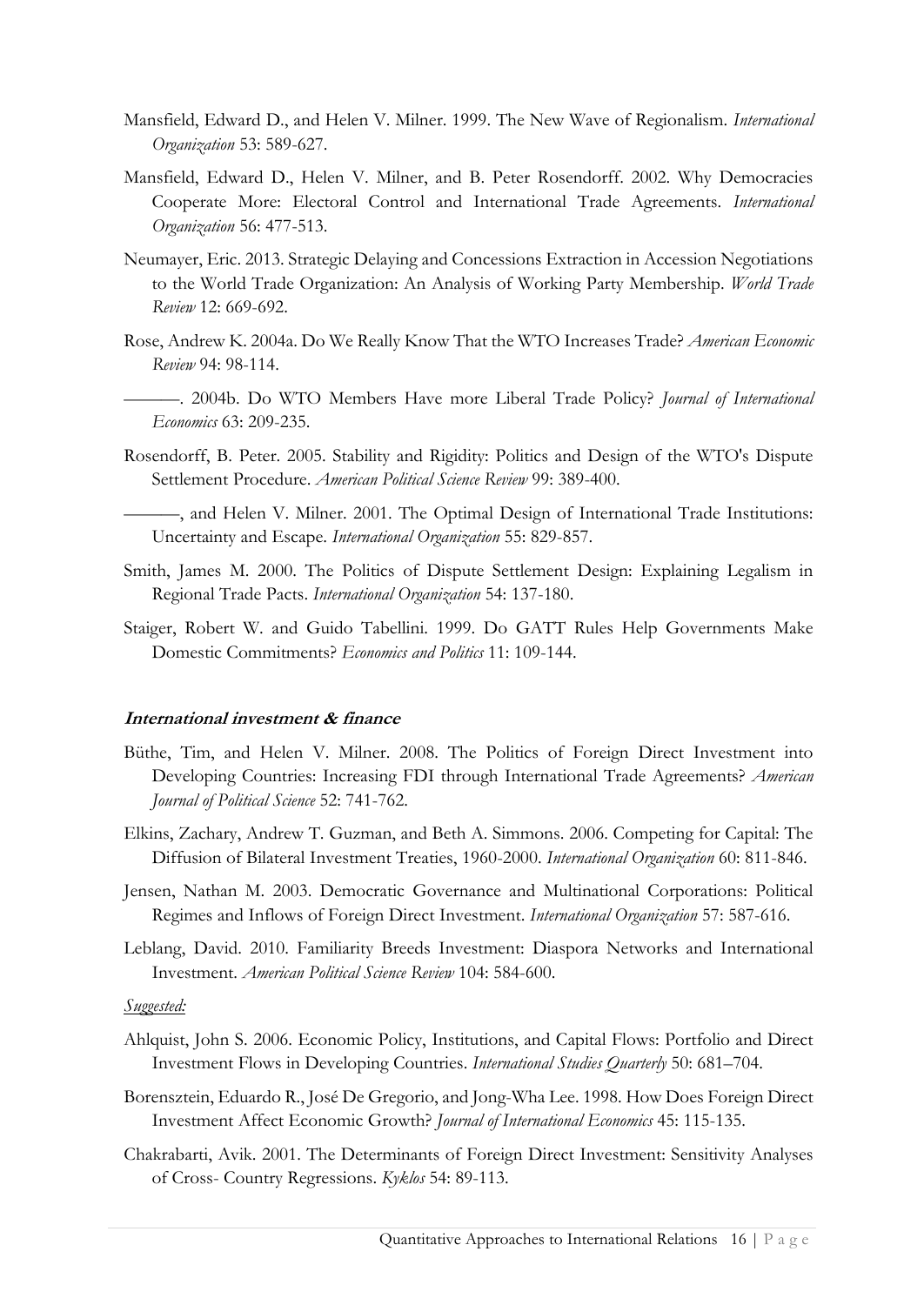Mansfield, Edward D., and Helen V. Milner. 1999. The New Wave of Regionalism. *International Organization* 53: 589-627.

Mansfield, Edward D., Helen V. Milner, and B. Peter Rosendorff. 2002. Why Democracies Cooperate More: Electoral Control and International Trade Agreements. *International Organization* 56: 477-513.

Neumayer, Eric. 2013. Strategic Delaying and Concessions Extraction in Accession Negotiations to the World Trade Organization: An Analysis of Working Party Membership. *World Trade Review* 12: 669-692.

Rose, Andrew K. 2004a. Do We Really Know That the WTO Increases Trade? *American Economic Review* 94: 98-114.

———. 2004b. Do WTO Members Have more Liberal Trade Policy? *Journal of International Economics* 63: 209-235.

Rosendorff, B. Peter. 2005. Stability and Rigidity: Politics and Design of the WTO's Dispute Settlement Procedure. *American Political Science Review* 99: 389-400.

———, and Helen V. Milner. 2001. The Optimal Design of International Trade Institutions: Uncertainty and Escape. *International Organization* 55: 829-857.

Smith, James M. 2000. The Politics of Dispute Settlement Design: Explaining Legalism in Regional Trade Pacts. *International Organization* 54: 137-180.

Staiger, Robert W. and Guido Tabellini. 1999. Do GATT Rules Help Governments Make Domestic Commitments? *Economics and Politics* 11: 109-144.

### International investment & finance

Büthe, Tim, and Helen V. Milner. 2008. The Politics of Foreign Direct Investment into Developing Countries: Increasing FDI through International Trade Agreements? *American Journal of Political Science* 52: 741-762.

Elkins, Zachary, Andrew T. Guzman, and Beth A. Simmons. 2006. Competing for Capital: The Diffusion of Bilateral Investment Treaties, 1960-2000. *International Organization* 60: 811-846.

Jensen, Nathan M. 2003. Democratic Governance and Multinational Corporations: Political Regimes and Inflows of Foreign Direct Investment. *International Organization* 57: 587-616.

Leblang, David. 2010. Familiarity Breeds Investment: Diaspora Networks and International Investment. *American Political Science Review* 104: 584-600.

*Suggested:*

Ahlquist, John S. 2006. Economic Policy, Institutions, and Capital Flows: Portfolio and Direct Investment Flows in Developing Countries. *International Studies Quarterly* 50: 681–704.

Borensztein, Eduardo R., José De Gregorio, and Jong-Wha Lee. 1998. How Does Foreign Direct Investment Affect Economic Growth? *Journal of International Economics* 45: 115-135.

Chakrabarti, Avik. 2001. The Determinants of Foreign Direct Investment: Sensitivity Analyses of Cross- Country Regressions. *Kyklos* 54: 89-113.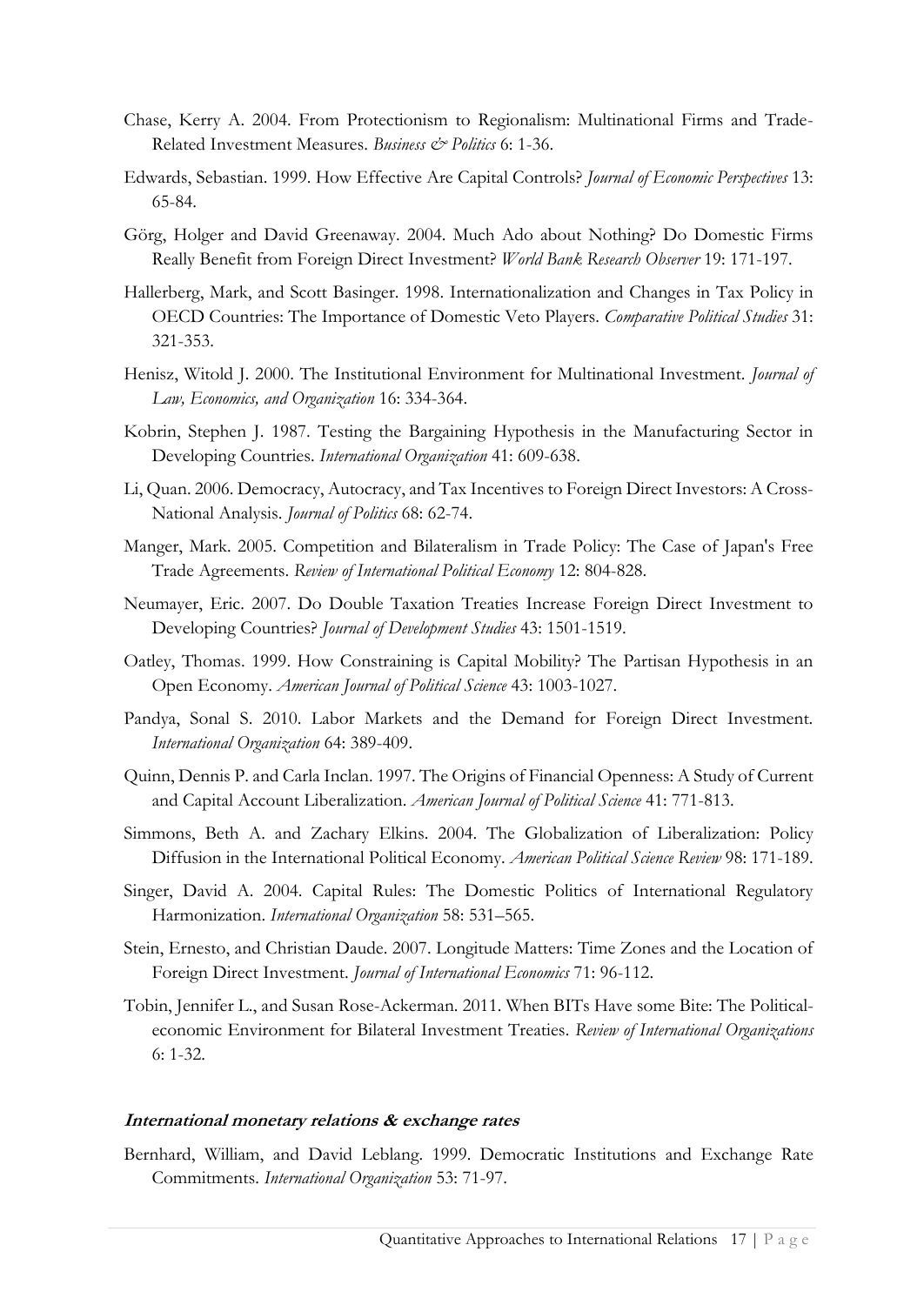Chase, Kerry A. 2004. From Protectionism to Regionalism: Multinational Firms and Trade-Related Investment Measures. *Business & Politics* 6: 1-36.

Edwards, Sebastian. 1999. How Effective Are Capital Controls? *Journal of Economic Perspectives* 13: 65-84.

Görg, Holger and David Greenaway. 2004. Much Ado about Nothing? Do Domestic Firms Really Benefit from Foreign Direct Investment? *World Bank Research Observer* 19: 171-197.

Hallerberg, Mark, and Scott Basinger. 1998. Internationalization and Changes in Tax Policy in OECD Countries: The Importance of Domestic Veto Players. *Comparative Political Studies* 31: 321-353.

Henisz, Witold J. 2000. The Institutional Environment for Multinational Investment. *Journal of Law, Economics, and Organization* 16: 334-364.

Kobrin, Stephen J. 1987. Testing the Bargaining Hypothesis in the Manufacturing Sector in Developing Countries. *International Organization* 41: 609-638.

Li, Quan. 2006. Democracy, Autocracy, and Tax Incentives to Foreign Direct Investors: A Cross-National Analysis. *Journal of Politics* 68: 62-74.

Manger, Mark. 2005. Competition and Bilateralism in Trade Policy: The Case of Japan's Free Trade Agreements. *Review of International Political Economy* 12: 804-828.

Neumayer, Eric. 2007. Do Double Taxation Treaties Increase Foreign Direct Investment to Developing Countries? *Journal of Development Studies* 43: 1501-1519.

Oatley, Thomas. 1999. How Constraining is Capital Mobility? The Partisan Hypothesis in an Open Economy. *American Journal of Political Science* 43: 1003-1027.

Pandya, Sonal S. 2010. Labor Markets and the Demand for Foreign Direct Investment. *International Organization* 64: 389-409.

Quinn, Dennis P. and Carla Inclan. 1997. The Origins of Financial Openness: A Study of Current and Capital Account Liberalization. *American Journal of Political Science* 41: 771-813.

Simmons, Beth A. and Zachary Elkins. 2004. The Globalization of Liberalization: Policy Diffusion in the International Political Economy. *American Political Science Review* 98: 171-189.

Singer, David A. 2004. Capital Rules: The Domestic Politics of International Regulatory Harmonization. *International Organization* 58: 531–565.

Stein, Ernesto, and Christian Daude. 2007. Longitude Matters: Time Zones and the Location of Foreign Direct Investment. *Journal of International Economics* 71: 96-112.

Tobin, Jennifer L., and Susan Rose-Ackerman. 2011. When BITs Have some Bite: The Political-economic Environment for Bilateral Investment Treaties. *Review of International Organizations* 6: 1-32.

### ***International monetary relations & exchange rates***

Bernhard, William, and David Leblang. 1999. Democratic Institutions and Exchange Rate Commitments. *International Organization* 53: 71-97.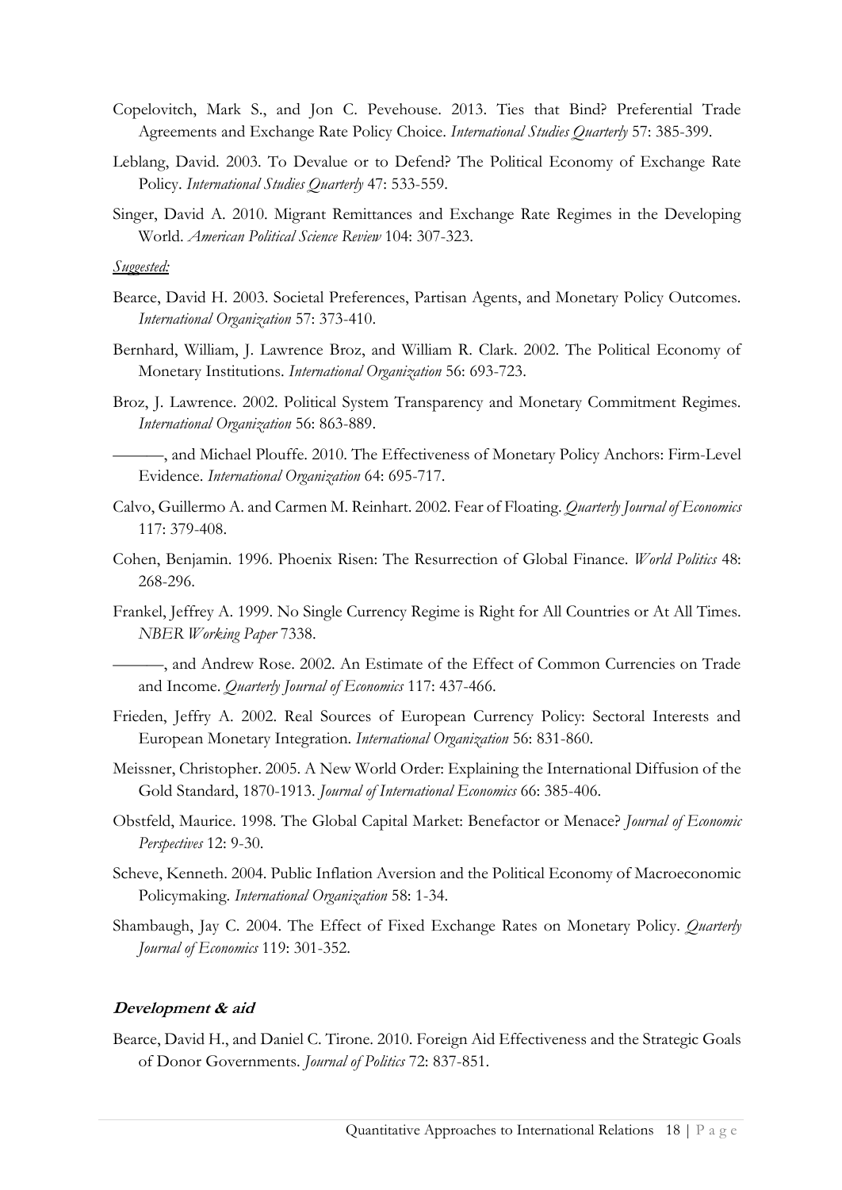Copelovitch, Mark S., and Jon C. Pevehouse. 2013. Ties that Bind? Preferential Trade Agreements and Exchange Rate Policy Choice. *International Studies Quarterly* 57: 385-399.

Leblang, David. 2003. To Devalue or to Defend? The Political Economy of Exchange Rate Policy. *International Studies Quarterly* 47: 533-559.

Singer, David A. 2010. Migrant Remittances and Exchange Rate Regimes in the Developing World. *American Political Science Review* 104: 307-323.

*Suggested:*

Bearce, David H. 2003. Societal Preferences, Partisan Agents, and Monetary Policy Outcomes. *International Organization* 57: 373-410.

Bernhard, William, J. Lawrence Broz, and William R. Clark. 2002. The Political Economy of Monetary Institutions. *International Organization* 56: 693-723.

Broz, J. Lawrence. 2002. Political System Transparency and Monetary Commitment Regimes. *International Organization* 56: 863-889.

———, and Michael Plouffe. 2010. The Effectiveness of Monetary Policy Anchors: Firm-Level Evidence. *International Organization* 64: 695-717.

Calvo, Guillermo A. and Carmen M. Reinhart. 2002. Fear of Floating. *Quarterly Journal of Economics* 117: 379-408.

Cohen, Benjamin. 1996. Phoenix Risen: The Resurrection of Global Finance. *World Politics* 48: 268-296.

Frankel, Jeffrey A. 1999. No Single Currency Regime is Right for All Countries or At All Times. *NBER Working Paper* 7338.

———, and Andrew Rose. 2002. An Estimate of the Effect of Common Currencies on Trade and Income. *Quarterly Journal of Economics* 117: 437-466.

Frieden, Jeffry A. 2002. Real Sources of European Currency Policy: Sectoral Interests and European Monetary Integration. *International Organization* 56: 831-860.

Meissner, Christopher. 2005. A New World Order: Explaining the International Diffusion of the Gold Standard, 1870-1913. *Journal of International Economics* 66: 385-406.

Obstfeld, Maurice. 1998. The Global Capital Market: Benefactor or Menace? *Journal of Economic Perspectives* 12: 9-30.

Scheve, Kenneth. 2004. Public Inflation Aversion and the Political Economy of Macroeconomic Policymaking. *International Organization* 58: 1-34.

Shambaugh, Jay C. 2004. The Effect of Fixed Exchange Rates on Monetary Policy. *Quarterly Journal of Economics* 119: 301-352.

### Development & aid

Bearce, David H., and Daniel C. Tirone. 2010. Foreign Aid Effectiveness and the Strategic Goals of Donor Governments. *Journal of Politics* 72: 837-851.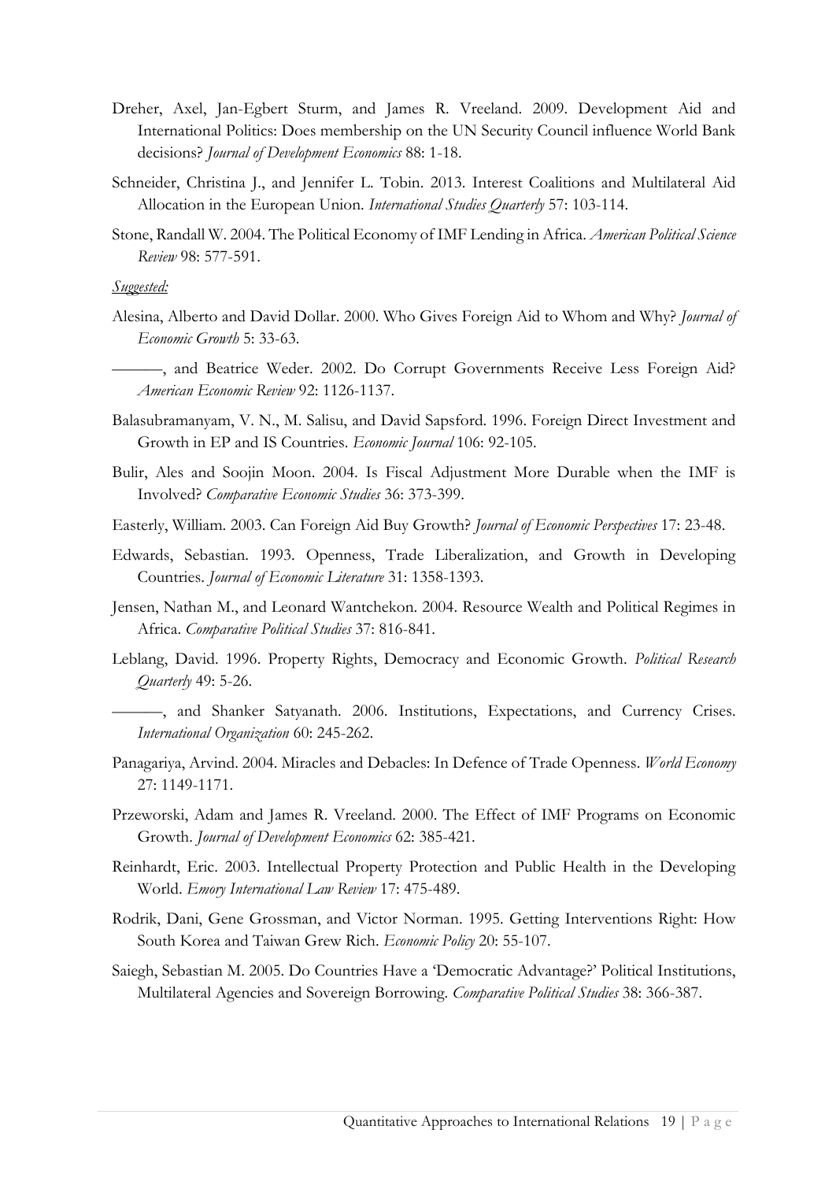Dreher, Axel, Jan-Egbert Sturm, and James R. Vreeland. 2009. Development Aid and International Politics: Does membership on the UN Security Council influence World Bank decisions? *Journal of Development Economics* 88: 1-18.

Schneider, Christina J., and Jennifer L. Tobin. 2013. Interest Coalitions and Multilateral Aid Allocation in the European Union. *International Studies Quarterly* 57: 103-114.

Stone, Randall W. 2004. The Political Economy of IMF Lending in Africa. *American Political Science Review* 98: 577-591.

*Suggested:*

Alesina, Alberto and David Dollar. 2000. Who Gives Foreign Aid to Whom and Why? *Journal of Economic Growth* 5: 33-63.

———, and Beatrice Weder. 2002. Do Corrupt Governments Receive Less Foreign Aid? *American Economic Review* 92: 1126-1137.

Balasubramanyam, V. N., M. Salisu, and David Sapsford. 1996. Foreign Direct Investment and Growth in EP and IS Countries. *Economic Journal* 106: 92-105.

Bulir, Ales and Soojin Moon. 2004. Is Fiscal Adjustment More Durable when the IMF is Involved? *Comparative Economic Studies* 36: 373-399.

Easterly, William. 2003. Can Foreign Aid Buy Growth? *Journal of Economic Perspectives* 17: 23-48.

Edwards, Sebastian. 1993. Openness, Trade Liberalization, and Growth in Developing Countries. *Journal of Economic Literature* 31: 1358-1393.

Jensen, Nathan M., and Leonard Wantchekon. 2004. Resource Wealth and Political Regimes in Africa. *Comparative Political Studies* 37: 816-841.

Leblang, David. 1996. Property Rights, Democracy and Economic Growth. *Political Research Quarterly* 49: 5-26.

———, and Shanker Satyanath. 2006. Institutions, Expectations, and Currency Crises. *International Organization* 60: 245-262.

Panagariya, Arvind. 2004. Miracles and Debacles: In Defence of Trade Openness. *World Economy* 27: 1149-1171.

Przeworski, Adam and James R. Vreeland. 2000. The Effect of IMF Programs on Economic Growth. *Journal of Development Economics* 62: 385-421.

Reinhardt, Eric. 2003. Intellectual Property Protection and Public Health in the Developing World. *Emory International Law Review* 17: 475-489.

Rodrik, Dani, Gene Grossman, and Victor Norman. 1995. Getting Interventions Right: How South Korea and Taiwan Grew Rich. *Economic Policy* 20: 55-107.

Saiegh, Sebastian M. 2005. Do Countries Have a 'Democratic Advantage?' Political Institutions, Multilateral Agencies and Sovereign Borrowing. *Comparative Political Studies* 38: 366-387.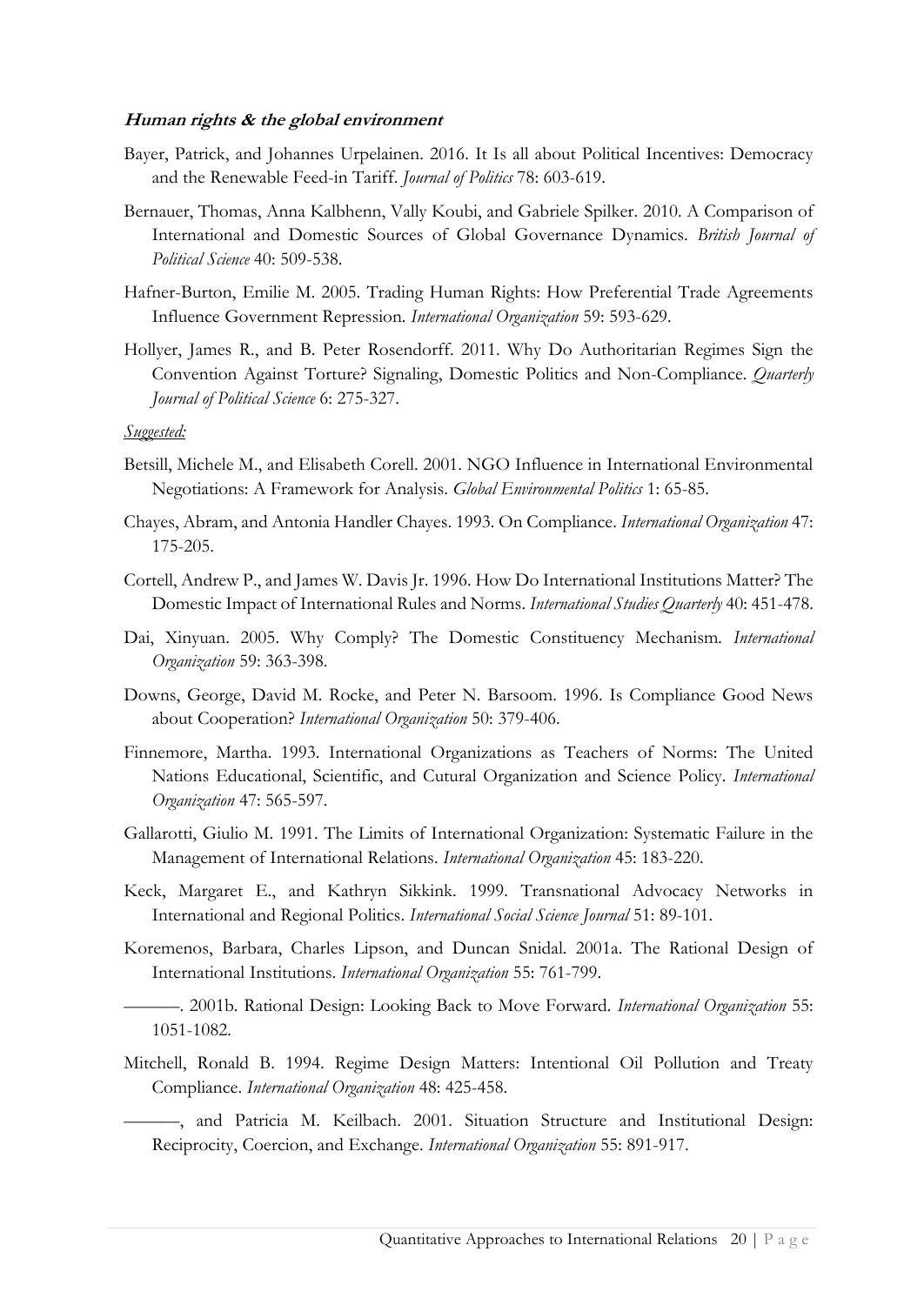***Human rights & the global environment***

Bayer, Patrick, and Johannes Urpelainen. 2016. It Is all about Political Incentives: Democracy and the Renewable Feed-in Tariff. *Journal of Politics* 78: 603-619.

Bernauer, Thomas, Anna Kalbhenn, Vally Koubi, and Gabriele Spilker. 2010. A Comparison of International and Domestic Sources of Global Governance Dynamics. *British Journal of Political Science* 40: 509-538.

Hafner-Burton, Emilie M. 2005. Trading Human Rights: How Preferential Trade Agreements Influence Government Repression. *International Organization* 59: 593-629.

Hollyer, James R., and B. Peter Rosendorff. 2011. Why Do Authoritarian Regimes Sign the Convention Against Torture? Signaling, Domestic Politics and Non-Compliance. *Quarterly Journal of Political Science* 6: 275-327.

*Suggested:*

Betsill, Michele M., and Elisabeth Corell. 2001. NGO Influence in International Environmental Negotiations: A Framework for Analysis. *Global Environmental Politics* 1: 65-85.

Chayes, Abram, and Antonia Handler Chayes. 1993. On Compliance. *International Organization* 47: 175-205.

Cortell, Andrew P., and James W. Davis Jr. 1996. How Do International Institutions Matter? The Domestic Impact of International Rules and Norms. *International Studies Quarterly* 40: 451-478.

Dai, Xinyuan. 2005. Why Comply? The Domestic Constituency Mechanism. *International Organization* 59: 363-398.

Downs, George, David M. Rocke, and Peter N. Barsoom. 1996. Is Compliance Good News about Cooperation? *International Organization* 50: 379-406.

Finnemore, Martha. 1993. International Organizations as Teachers of Norms: The United Nations Educational, Scientific, and Cutural Organization and Science Policy. *International Organization* 47: 565-597.

Gallarotti, Giulio M. 1991. The Limits of International Organization: Systematic Failure in the Management of International Relations. *International Organization* 45: 183-220.

Keck, Margaret E., and Kathryn Sikkink. 1999. Transnational Advocacy Networks in International and Regional Politics. *International Social Science Journal* 51: 89-101.

Koremenos, Barbara, Charles Lipson, and Duncan Snidal. 2001a. The Rational Design of International Institutions. *International Organization* 55: 761-799.

———. 2001b. Rational Design: Looking Back to Move Forward. *International Organization* 55: 1051-1082.

Mitchell, Ronald B. 1994. Regime Design Matters: Intentional Oil Pollution and Treaty Compliance. *International Organization* 48: 425-458.

———, and Patricia M. Keilbach. 2001. Situation Structure and Institutional Design: Reciprocity, Coercion, and Exchange. *International Organization* 55: 891-917.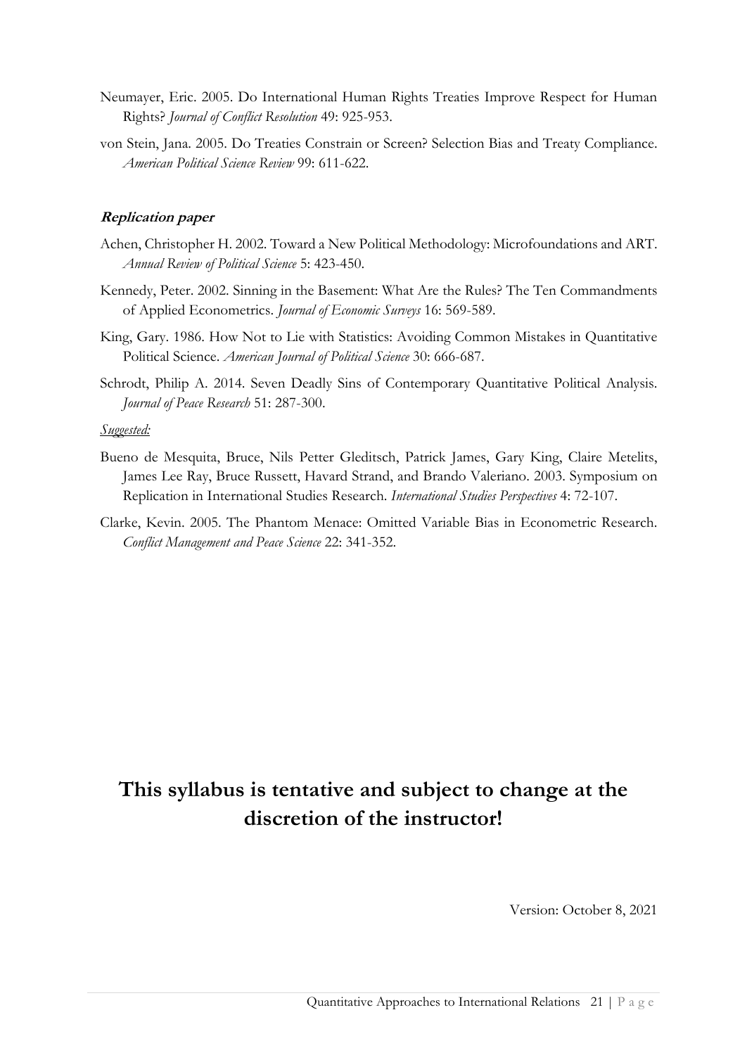Neumayer, Eric. 2005. Do International Human Rights Treaties Improve Respect for Human Rights? *Journal of Conflict Resolution* 49: 925-953.

von Stein, Jana. 2005. Do Treaties Constrain or Screen? Selection Bias and Treaty Compliance. *American Political Science Review* 99: 611-622.

### *Replication paper*

Achen, Christopher H. 2002. Toward a New Political Methodology: Microfoundations and ART. *Annual Review of Political Science* 5: 423-450.

Kennedy, Peter. 2002. Sinning in the Basement: What Are the Rules? The Ten Commandments of Applied Econometrics. *Journal of Economic Surveys* 16: 569-589.

King, Gary. 1986. How Not to Lie with Statistics: Avoiding Common Mistakes in Quantitative Political Science. *American Journal of Political Science* 30: 666-687.

Schrodt, Philip A. 2014. Seven Deadly Sins of Contemporary Quantitative Political Analysis. *Journal of Peace Research* 51: 287-300.

*Suggested:*

Bueno de Mesquita, Bruce, Nils Petter Gleditsch, Patrick James, Gary King, Claire Metelits, James Lee Ray, Bruce Russett, Havard Strand, and Brando Valeriano. 2003. Symposium on Replication in International Studies Research. *International Studies Perspectives* 4: 72-107.

Clarke, Kevin. 2005. The Phantom Menace: Omitted Variable Bias in Econometric Research. *Conflict Management and Peace Science* 22: 341-352.

## **This syllabus is tentative and subject to change at the discretion of the instructor!**

Version: October 8, 2021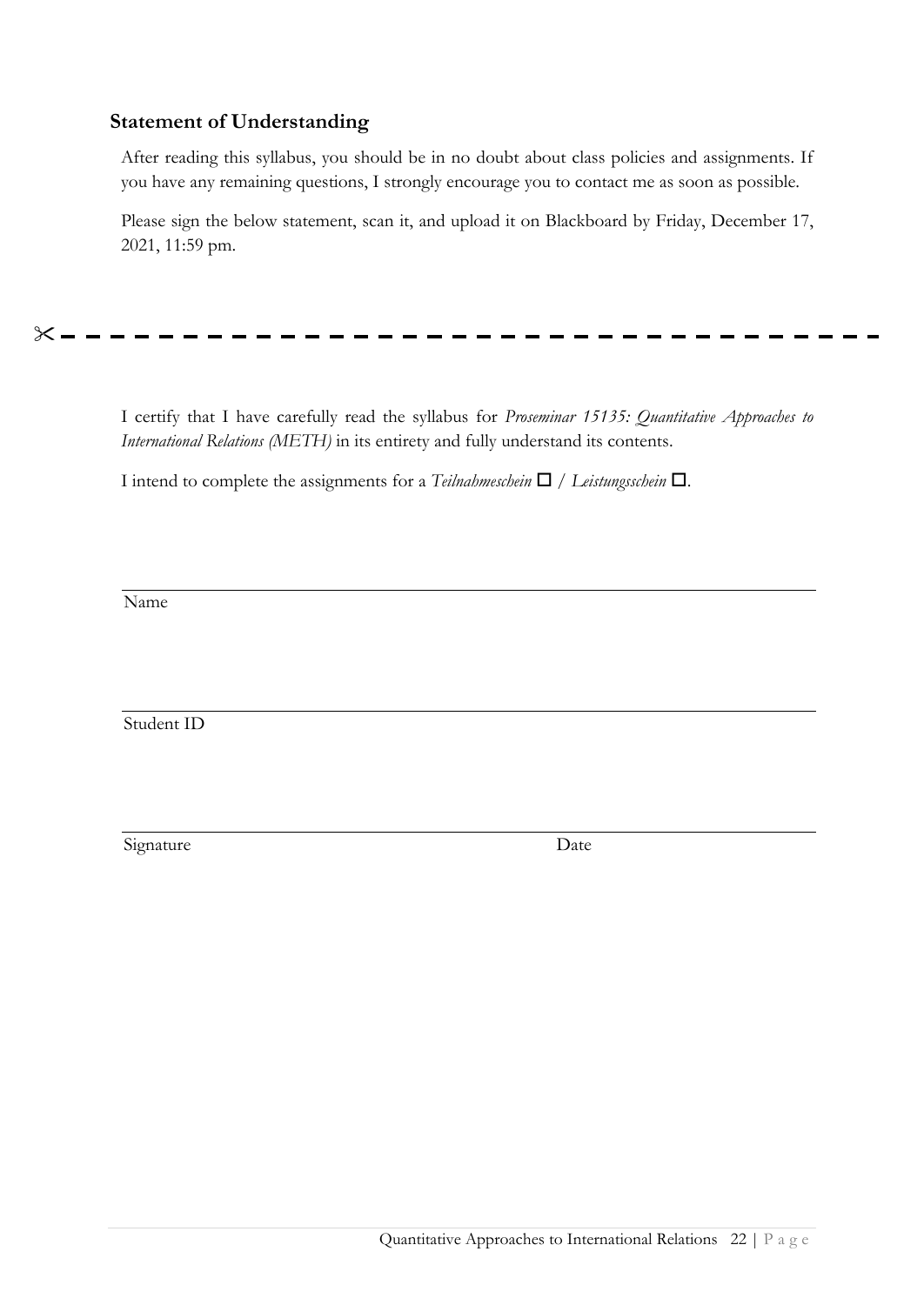## Statement of Understanding

After reading this syllabus, you should be in no doubt about class policies and assignments. If you have any remaining questions, I strongly encourage you to contact me as soon as possible.

Please sign the below statement, scan it, and upload it on Blackboard by Friday, December 17, 2021, 11:59 pm.

✂ - - - - - - - - - - - - - - - - - - - - - - - - - - - - - - - - - - - -

I certify that I have carefully read the syllabus for *Proseminar 15135: Quantitative Approaches to International Relations (METH)* in its entirety and fully understand its contents.

I intend to complete the assignments for a *Teilnahmeschein* ☐ / *Leistungsschein* ☐.

\_\_\_\_\_\_\_\_\_\_\_\_\_\_\_\_\_\_\_\_\_\_\_\_\_\_\_\_\_\_\_\_\_\_\_\_\_\_\_\_\_\_\_\_\_\_\_\_

Name

\_\_\_\_\_\_\_\_\_\_\_\_\_\_\_\_\_\_\_\_\_\_\_\_\_\_\_\_\_\_\_\_\_\_\_\_\_\_\_\_\_\_\_\_\_\_\_\_

Student ID

\_\_\_\_\_\_\_\_\_\_\_\_\_\_\_\_\_\_\_\_\_\_\_\_\_\_\_\_\_\_\_\_\_\_\_\_\_\_\_\_\_\_\_\_\_\_\_\_

Signature Date